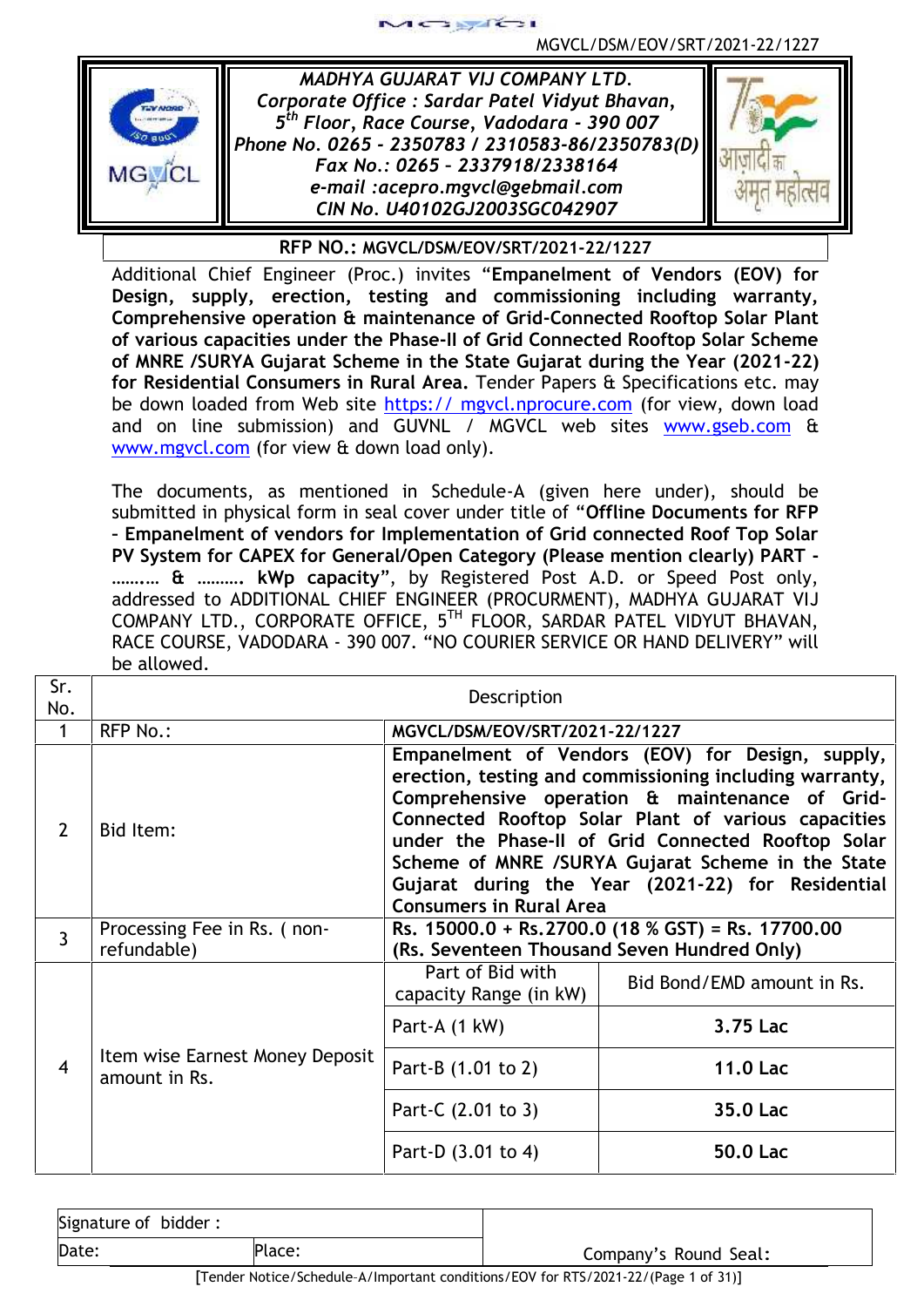MGVCL/DSM/EOV/SRT/2021-22/1227

***MADHYA GUJARAT VIJ COMPANY LTD.***
***Corporate Office : Sardar Patel Vidyut Bhavan,***
***5th Floor, Race Course, Vadodara - 390 007***
***Phone No. 0265 - 2350783 / 2310583-86/2350783(D)***
***Fax No.: 0265 - 2337918/2338164***
***e-mail :acepro.mgvcl@gebmail.com***
***CIN No. U40102GJ2003SGC042907***

**RFP NO.: MGVCL/DSM/EOV/SRT/2021-22/1227**

Additional Chief Engineer (Proc.) invites "**Empanelment of Vendors (EOV) for Design, supply, erection, testing and commissioning including warranty, Comprehensive operation & maintenance of Grid-Connected Rooftop Solar Plant of various capacities under the Phase-II of Grid Connected Rooftop Solar Scheme of MNRE /SURYA Gujarat Scheme in the State Gujarat during the Year (2021-22) for Residential Consumers in Rural Area.** Tender Papers & Specifications etc. may be down loaded from Web site https:// mgvcl.nprocure.com (for view, down load and on line submission) and GUVNL / MGVCL web sites www.gseb.com & www.mgvcl.com (for view & down load only).

The documents, as mentioned in Schedule-A (given here under), should be submitted in physical form in seal cover under title of "**Offline Documents for RFP – Empanelment of vendors for Implementation of Grid connected Roof Top Solar PV System for CAPEX for General/Open Category (Please mention clearly) PART - ……… & ………. kWp capacity**", by Registered Post A.D. or Speed Post only, addressed to ADDITIONAL CHIEF ENGINEER (PROCURMENT), MADHYA GUJARAT VIJ COMPANY LTD., CORPORATE OFFICE, 5TH FLOOR, SARDAR PATEL VIDYUT BHAVAN, RACE COURSE, VADODARA - 390 007. "NO COURIER SERVICE OR HAND DELIVERY" will be allowed.

| Sr. No. | Description | | |
|---|---|---|---|
| 1 | RFP No.: | **MGVCL/DSM/EOV/SRT/2021-22/1227** | |
| 2 | Bid Item: | **Empanelment of Vendors (EOV) for Design, supply, erection, testing and commissioning including warranty, Comprehensive operation & maintenance of Grid-Connected Rooftop Solar Plant of various capacities under the Phase-II of Grid Connected Rooftop Solar Scheme of MNRE /SURYA Gujarat Scheme in the State Gujarat during the Year (2021-22) for Residential Consumers in Rural Area** | |
| 3 | Processing Fee in Rs. ( non-refundable) | **Rs. 15000.0 + Rs.2700.0 (18 % GST) = Rs. 17700.00 (Rs. Seventeen Thousand Seven Hundred Only)** | |
| 4 | Item wise Earnest Money Deposit amount in Rs. | Part of Bid with capacity Range (in kW) | Bid Bond/EMD amount in Rs. |
| | | Part-A (1 kW) | **3.75 Lac** |
| | | Part-B (1.01 to 2) | **11.0 Lac** |
| | | Part-C (2.01 to 3) | **35.0 Lac** |
| | | Part-D (3.01 to 4) | **50.0 Lac** |

| Signature of bidder : | | Company's Round Seal: |
|---|---|---|
| Date: | Place: | |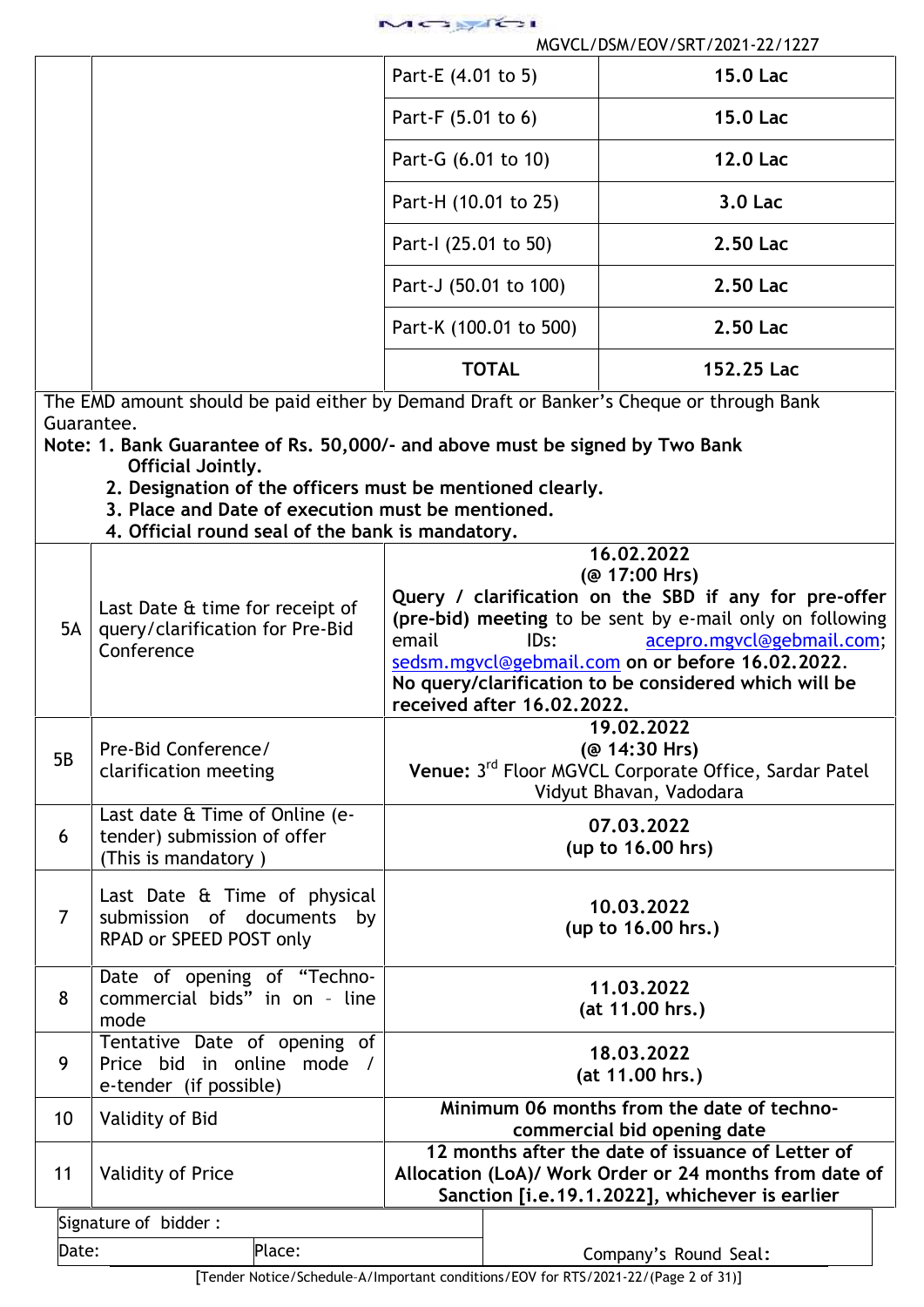| | | | |
|---|---|---|---|
| | | Part-E (4.01 to 5) | **15.0 Lac** |
| | | Part-F (5.01 to 6) | **15.0 Lac** |
| | | Part-G (6.01 to 10) | **12.0 Lac** |
| | | Part-H (10.01 to 25) | **3.0 Lac** |
| | | Part-I (25.01 to 50) | **2.50 Lac** |
| | | Part-J (50.01 to 100) | **2.50 Lac** |
| | | Part-K (100.01 to 500) | **2.50 Lac** |
| | | **TOTAL** | **152.25 Lac** |

The EMD amount should be paid either by Demand Draft or Banker's Cheque or through Bank Guarantee.

**Note: 1. Bank Guarantee of Rs. 50,000/- and above must be signed by Two Bank Official Jointly.**
**2. Designation of the officers must be mentioned clearly.**
**3. Place and Date of execution must be mentioned.**
**4. Official round seal of the bank is mandatory.**

| | | |
|---|---|---|
| 5A | Last Date & time for receipt of query/clarification for Pre-Bid Conference | **16.02.2022 (@ 17:00 Hrs)** **Query / clarification on the SBD if any for pre-offer (pre-bid) meeting** to be sent by e-mail only on following email IDs: acepro.mgvcl@gebmail.com; sedsm.mgvcl@gebmail.com **on or before 16.02.2022. No query/clarification to be considered which will be received after 16.02.2022.** |
| 5B | Pre-Bid Conference/ clarification meeting | **19.02.2022 (@ 14:30 Hrs)** **Venue:** 3rd Floor MGVCL Corporate Office, Sardar Patel Vidyut Bhavan, Vadodara |
| 6 | Last date & Time of Online (e-tender) submission of offer (This is mandatory ) | **07.03.2022 (up to 16.00 hrs)** |
| 7 | Last Date & Time of physical submission of documents by RPAD or SPEED POST only | **10.03.2022 (up to 16.00 hrs.)** |
| 8 | Date of opening of "Techno-commercial bids" in on - line mode | **11.03.2022 (at 11.00 hrs.)** |
| 9 | Tentative Date of opening of Price bid in online mode / e-tender (if possible) | **18.03.2022 (at 11.00 hrs.)** |
| 10 | Validity of Bid | **Minimum 06 months from the date of techno-commercial bid opening date** |
| 11 | Validity of Price | **12 months after the date of issuance of Letter of Allocation (LoA)/ Work Order or 24 months from date of Sanction [i.e.19.1.2022], whichever is earlier** |

| | | |
|---|---|---|
| Signature of bidder : | | |
| Date: | Place: | Company's Round Seal: |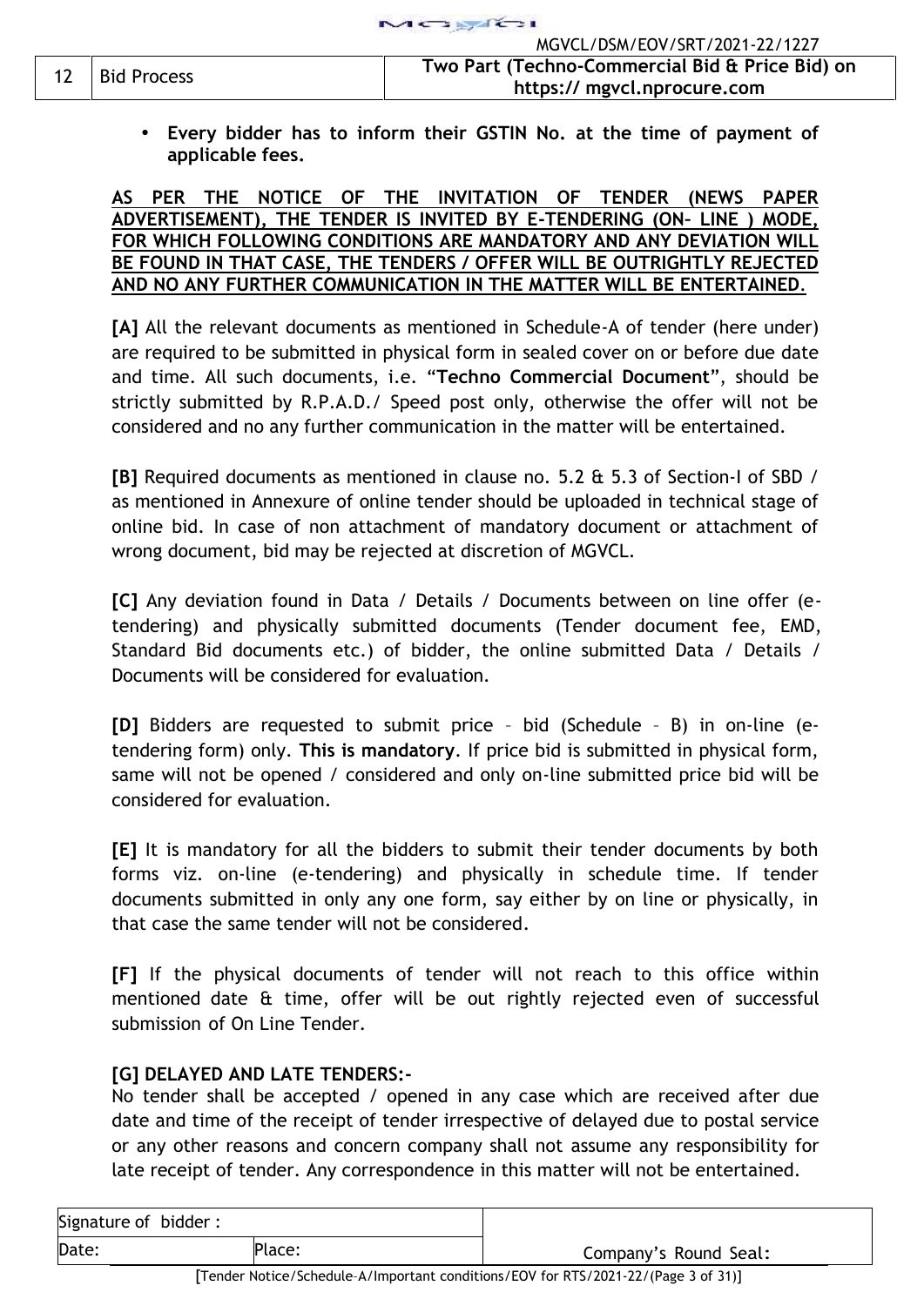| 12 | Bid Process | Two Part (Techno-Commercial Bid & Price Bid) on https:// mgvcl.nprocure.com |
|---|---|---|

- **Every bidder has to inform their GSTIN No. at the time of payment of applicable fees.**

**AS PER THE NOTICE OF THE INVITATION OF TENDER (NEWS PAPER ADVERTISEMENT), THE TENDER IS INVITED BY E-TENDERING (ON- LINE ) MODE, FOR WHICH FOLLOWING CONDITIONS ARE MANDATORY AND ANY DEVIATION WILL BE FOUND IN THAT CASE, THE TENDERS / OFFER WILL BE OUTRIGHTLY REJECTED AND NO ANY FURTHER COMMUNICATION IN THE MATTER WILL BE ENTERTAINED.**

**[A]** All the relevant documents as mentioned in Schedule-A of tender (here under) are required to be submitted in physical form in sealed cover on or before due date and time. All such documents, i.e. "**Techno Commercial Document**", should be strictly submitted by R.P.A.D./ Speed post only, otherwise the offer will not be considered and no any further communication in the matter will be entertained.

**[B]** Required documents as mentioned in clause no. 5.2 & 5.3 of Section-I of SBD / as mentioned in Annexure of online tender should be uploaded in technical stage of online bid. In case of non attachment of mandatory document or attachment of wrong document, bid may be rejected at discretion of MGVCL.

**[C]** Any deviation found in Data / Details / Documents between on line offer (e-tendering) and physically submitted documents (Tender document fee, EMD, Standard Bid documents etc.) of bidder, the online submitted Data / Details / Documents will be considered for evaluation.

**[D]** Bidders are requested to submit price – bid (Schedule – B) in on-line (e-tendering form) only. **This is mandatory**. If price bid is submitted in physical form, same will not be opened / considered and only on-line submitted price bid will be considered for evaluation.

**[E]** It is mandatory for all the bidders to submit their tender documents by both forms viz. on-line (e-tendering) and physically in schedule time. If tender documents submitted in only any one form, say either by on line or physically, in that case the same tender will not be considered.

**[F]** If the physical documents of tender will not reach to this office within mentioned date & time, offer will be out rightly rejected even of successful submission of On Line Tender.

**[G] DELAYED AND LATE TENDERS:-**

No tender shall be accepted / opened in any case which are received after due date and time of the receipt of tender irrespective of delayed due to postal service or any other reasons and concern company shall not assume any responsibility for late receipt of tender. Any correspondence in this matter will not be entertained.

| Signature of bidder : | | |
|---|---|---|
| Date: | Place: | Company's Round Seal: |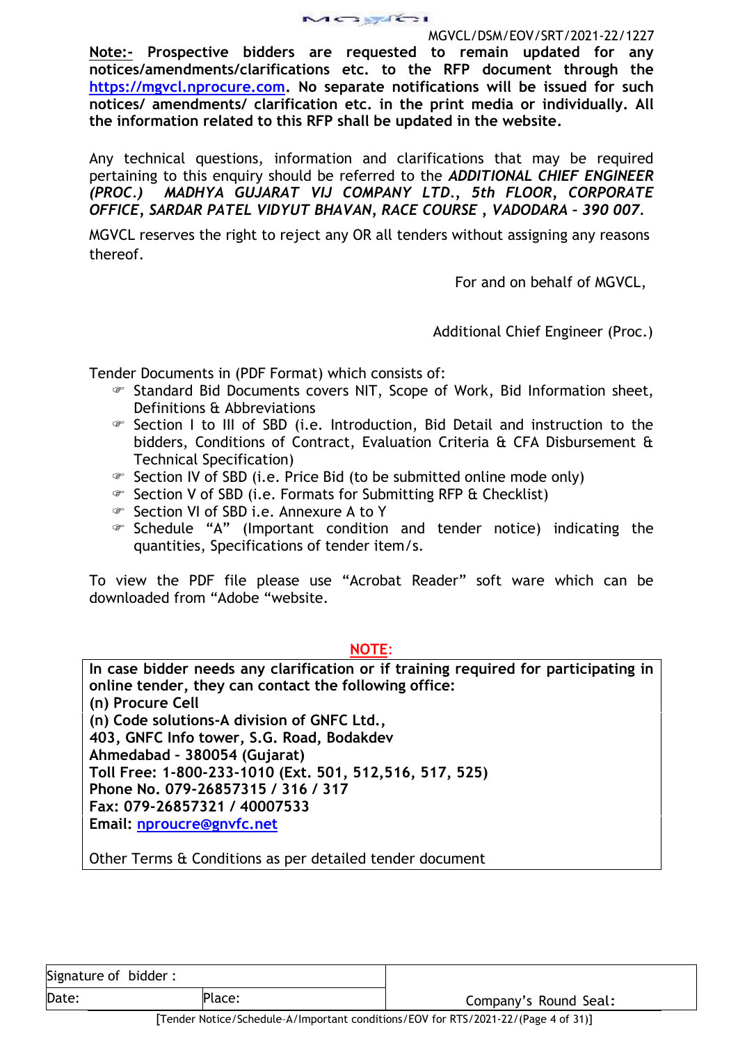MGVCL/DSM/EOV/SRT/2021-22/1227

**Note:- Prospective bidders are requested to remain updated for any notices/amendments/clarifications etc. to the RFP document through the [https://mgvcl.nprocure.com](https://mgvcl.nprocure.com). No separate notifications will be issued for such notices/ amendments/ clarification etc. in the print media or individually. All the information related to this RFP shall be updated in the website.**

Any technical questions, information and clarifications that may be required pertaining to this enquiry should be referred to the ***ADDITIONAL CHIEF ENGINEER (PROC.) MADHYA GUJARAT VIJ COMPANY LTD., 5th FLOOR, CORPORATE OFFICE, SARDAR PATEL VIDYUT BHAVAN, RACE COURSE , VADODARA – 390 007.***

MGVCL reserves the right to reject any OR all tenders without assigning any reasons thereof.

For and on behalf of MGVCL,

Additional Chief Engineer (Proc.)

Tender Documents in (PDF Format) which consists of:

- Standard Bid Documents covers NIT, Scope of Work, Bid Information sheet, Definitions & Abbreviations
- Section I to III of SBD (i.e. Introduction, Bid Detail and instruction to the bidders, Conditions of Contract, Evaluation Criteria & CFA Disbursement & Technical Specification)
- Section IV of SBD (i.e. Price Bid (to be submitted online mode only)
- Section V of SBD (i.e. Formats for Submitting RFP & Checklist)
- Section VI of SBD i.e. Annexure A to Y
- Schedule "A" (Important condition and tender notice) indicating the quantities, Specifications of tender item/s.

To view the PDF file please use "Acrobat Reader" soft ware which can be downloaded from "Adobe "website.

**NOTE:**

**In case bidder needs any clarification or if training required for participating in online tender, they can contact the following office:**
**(n) Procure Cell**
**(n) Code solutions-A division of GNFC Ltd.,**
**403, GNFC Info tower, S.G. Road, Bodakdev**
**Ahmedabad – 380054 (Gujarat)**
**Toll Free: 1-800-233-1010 (Ext. 501, 512,516, 517, 525)**
**Phone No. 079-26857315 / 316 / 317**
**Fax: 079-26857321 / 40007533**
**Email: [nproucre@gnvfc.net](mailto:nproucre@gnvfc.net)**

Other Terms & Conditions as per detailed tender document

| Signature of bidder : | | |
|---|---|---|
| Date: | Place: | Company's Round Seal: |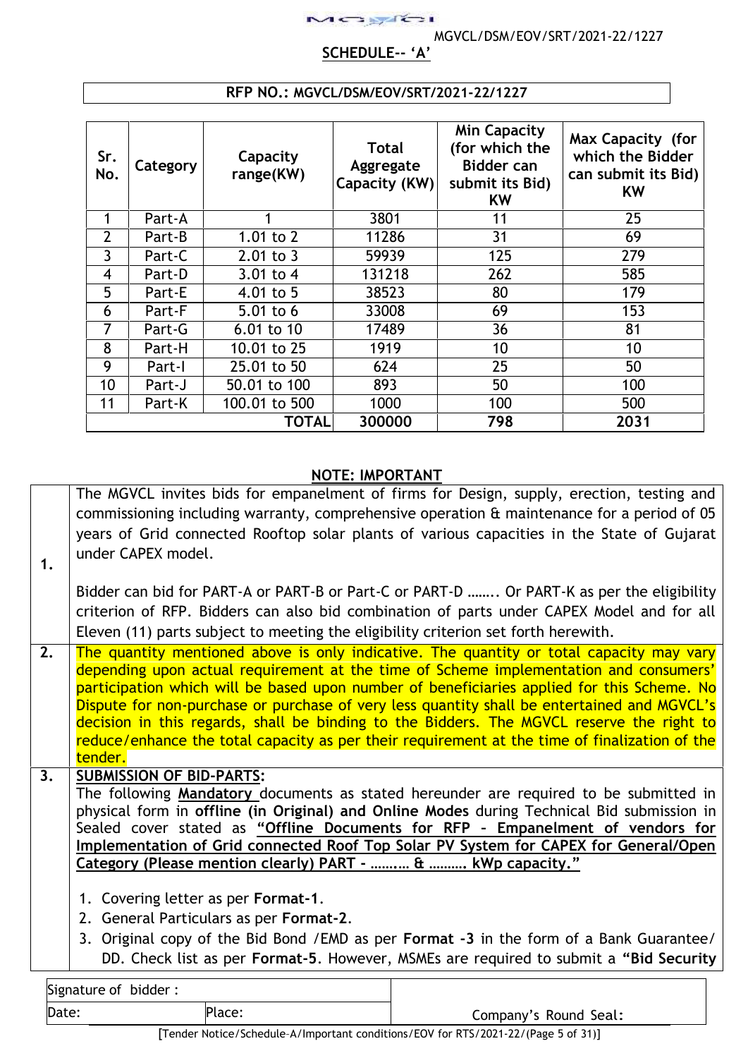## SCHEDULE-- 'A'

**RFP NO.: MGVCL/DSM/EOV/SRT/2021-22/1227**

| Sr. No. | Category | Capacity range(KW) | Total Aggregate Capacity (KW) | Min Capacity (for which the Bidder can submit its Bid) KW | Max Capacity (for which the Bidder can submit its Bid) KW |
|---|---|---|---|---|---|
| 1 | Part-A | 1 | 3801 | 11 | 25 |
| 2 | Part-B | 1.01 to 2 | 11286 | 31 | 69 |
| 3 | Part-C | 2.01 to 3 | 59939 | 125 | 279 |
| 4 | Part-D | 3.01 to 4 | 131218 | 262 | 585 |
| 5 | Part-E | 4.01 to 5 | 38523 | 80 | 179 |
| 6 | Part-F | 5.01 to 6 | 33008 | 69 | 153 |
| 7 | Part-G | 6.01 to 10 | 17489 | 36 | 81 |
| 8 | Part-H | 10.01 to 25 | 1919 | 10 | 10 |
| 9 | Part-I | 25.01 to 50 | 624 | 25 | 50 |
| 10 | Part-J | 50.01 to 100 | 893 | 50 | 100 |
| 11 | Part-K | 100.01 to 500 | 1000 | 100 | 500 |
| | | **TOTAL** | **300000** | **798** | **2031** |

### NOTE: IMPORTANT

**1.** The MGVCL invites bids for empanelment of firms for Design, supply, erection, testing and commissioning including warranty, comprehensive operation & maintenance for a period of 05 years of Grid connected Rooftop solar plants of various capacities in the State of Gujarat under CAPEX model.

Bidder can bid for PART-A or PART-B or Part-C or PART-D …….. Or PART-K as per the eligibility criterion of RFP. Bidders can also bid combination of parts under CAPEX Model and for all Eleven (11) parts subject to meeting the eligibility criterion set forth herewith.

**2.** The quantity mentioned above is only indicative. The quantity or total capacity may vary depending upon actual requirement at the time of Scheme implementation and consumers' participation which will be based upon number of beneficiaries applied for this Scheme. No Dispute for non-purchase or purchase of very less quantity shall be entertained and MGVCL's decision in this regards, shall be binding to the Bidders. The MGVCL reserve the right to reduce/enhance the total capacity as per their requirement at the time of finalization of the tender.

**3.** **SUBMISSION OF BID-PARTS:**

The following **Mandatory** documents as stated hereunder are required to be submitted in physical form in **offline (in Original) and Online Modes** during Technical Bid submission in Sealed cover stated as **"Offline Documents for RFP – Empanelment of vendors for Implementation of Grid connected Roof Top Solar PV System for CAPEX for General/Open Category (Please mention clearly) PART - ……… & ………. kWp capacity."**

1. Covering letter as per **Format-1**.
2. General Particulars as per **Format-2**.
3. Original copy of the Bid Bond /EMD as per **Format -3** in the form of a Bank Guarantee/ DD. Check list as per **Format-5**. However, MSMEs are required to submit a **"Bid Security**

| Signature of bidder : | | |
|---|---|---|
| Date: | Place: | Company's Round Seal: |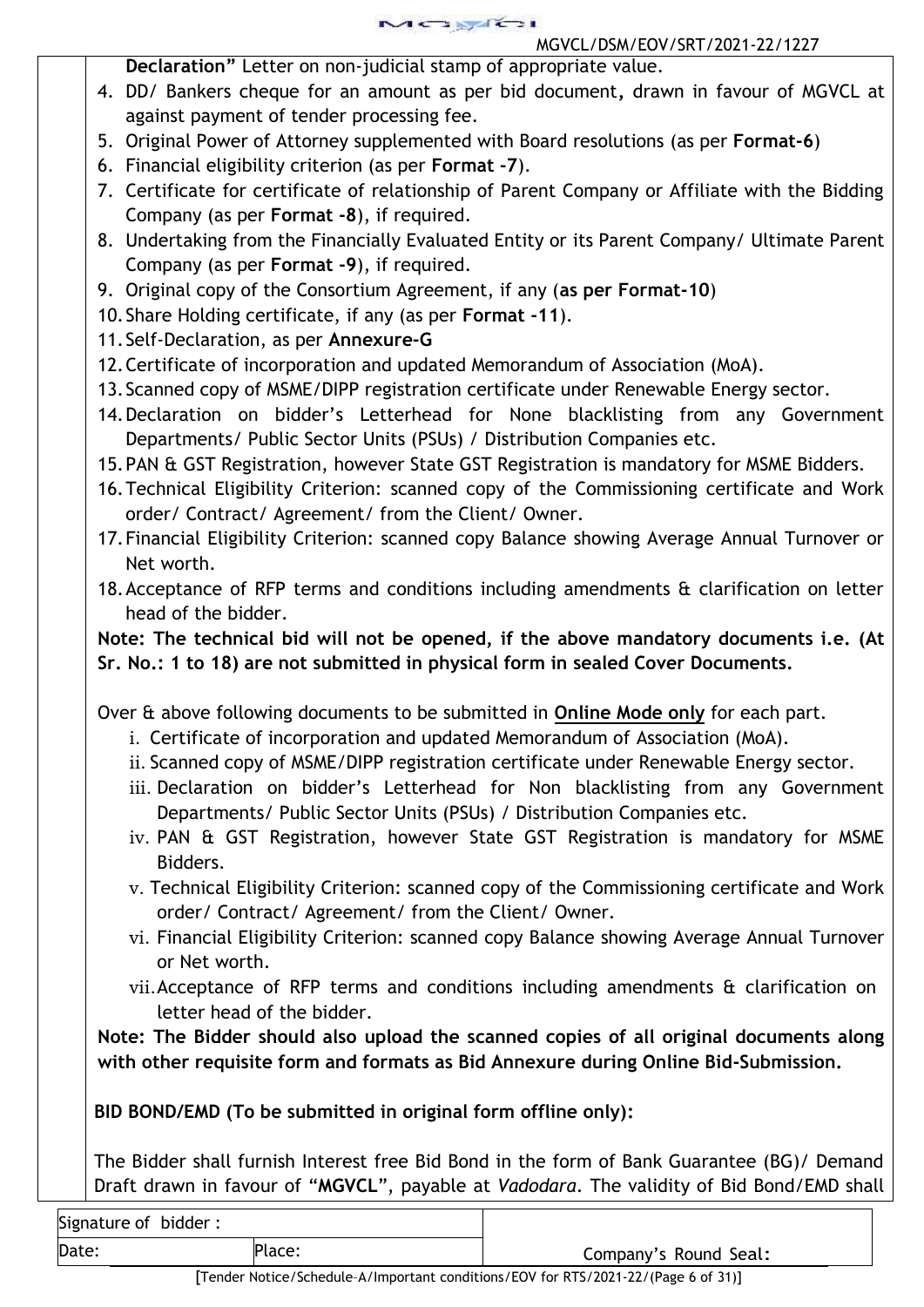**Declaration"** Letter on non-judicial stamp of appropriate value.

4. DD/ Bankers cheque for an amount as per bid document**,** drawn in favour of MGVCL at against payment of tender processing fee.
5. Original Power of Attorney supplemented with Board resolutions (as per **Format-6**)
6. Financial eligibility criterion (as per **Format -7**).
7. Certificate for certificate of relationship of Parent Company or Affiliate with the Bidding Company (as per **Format -8**), if required.
8. Undertaking from the Financially Evaluated Entity or its Parent Company/ Ultimate Parent Company (as per **Format -9**), if required.
9. Original copy of the Consortium Agreement, if any (**as per Format-10**)
10. Share Holding certificate, if any (as per **Format -11**).
11. Self-Declaration, as per **Annexure-G**
12. Certificate of incorporation and updated Memorandum of Association (MoA).
13. Scanned copy of MSME/DIPP registration certificate under Renewable Energy sector.
14. Declaration on bidder's Letterhead for None blacklisting from any Government Departments/ Public Sector Units (PSUs) / Distribution Companies etc.
15. PAN & GST Registration, however State GST Registration is mandatory for MSME Bidders.
16. Technical Eligibility Criterion: scanned copy of the Commissioning certificate and Work order/ Contract/ Agreement/ from the Client/ Owner.
17. Financial Eligibility Criterion: scanned copy Balance showing Average Annual Turnover or Net worth.
18. Acceptance of RFP terms and conditions including amendments & clarification on letter head of the bidder.

**Note: The technical bid will not be opened, if the above mandatory documents i.e. (At Sr. No.: 1 to 18) are not submitted in physical form in sealed Cover Documents.**

Over & above following documents to be submitted in **Online Mode only** for each part.

i. Certificate of incorporation and updated Memorandum of Association (MoA).
ii. Scanned copy of MSME/DIPP registration certificate under Renewable Energy sector.
iii. Declaration on bidder's Letterhead for Non blacklisting from any Government Departments/ Public Sector Units (PSUs) / Distribution Companies etc.
iv. PAN & GST Registration, however State GST Registration is mandatory for MSME Bidders.
v. Technical Eligibility Criterion: scanned copy of the Commissioning certificate and Work order/ Contract/ Agreement/ from the Client/ Owner.
vi. Financial Eligibility Criterion: scanned copy Balance showing Average Annual Turnover or Net worth.
vii. Acceptance of RFP terms and conditions including amendments & clarification on letter head of the bidder.

**Note: The Bidder should also upload the scanned copies of all original documents along with other requisite form and formats as Bid Annexure during Online Bid-Submission.**

**BID BOND/EMD (To be submitted in original form offline only):**

The Bidder shall furnish Interest free Bid Bond in the form of Bank Guarantee (BG)/ Demand Draft drawn in favour of "**MGVCL**", payable at *Vadodara*. The validity of Bid Bond/EMD shall

| Signature of bidder : | | |
|---|---|---|
| Date: | Place: | Company's Round Seal: |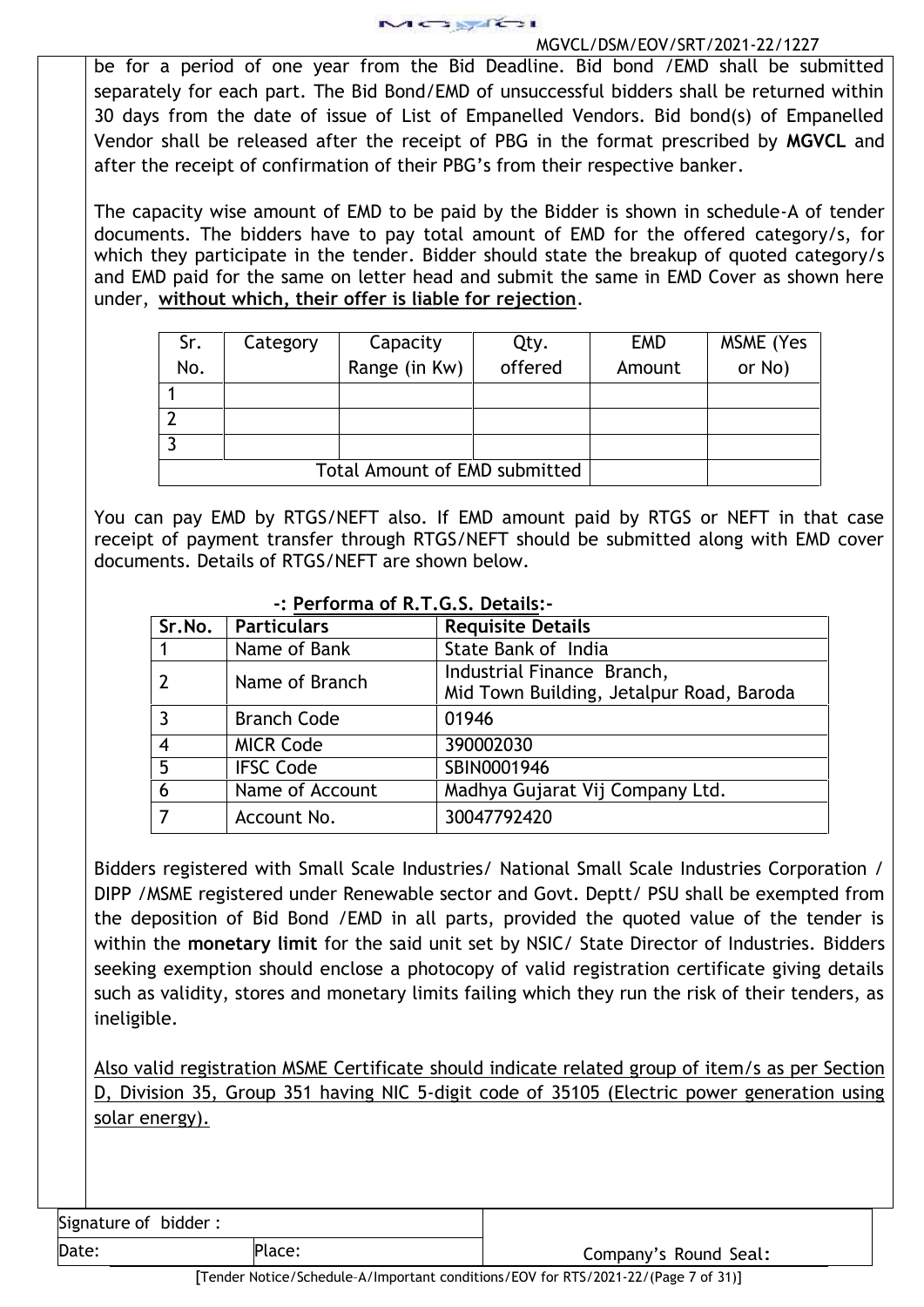be for a period of one year from the Bid Deadline. Bid bond /EMD shall be submitted separately for each part. The Bid Bond/EMD of unsuccessful bidders shall be returned within 30 days from the date of issue of List of Empanelled Vendors. Bid bond(s) of Empanelled Vendor shall be released after the receipt of PBG in the format prescribed by **MGVCL** and after the receipt of confirmation of their PBG's from their respective banker.

The capacity wise amount of EMD to be paid by the Bidder is shown in schedule-A of tender documents. The bidders have to pay total amount of EMD for the offered category/s, for which they participate in the tender. Bidder should state the breakup of quoted category/s and EMD paid for the same on letter head and submit the same in EMD Cover as shown here under, **without which, their offer is liable for rejection**.

| Sr. No. | Category | Capacity Range (in Kw) | Qty. offered | EMD Amount | MSME (Yes or No) |
|---|---|---|---|---|---|
| 1 | | | | | |
| 2 | | | | | |
| 3 | | | | | |
| Total Amount of EMD submitted | | | | | |

You can pay EMD by RTGS/NEFT also. If EMD amount paid by RTGS or NEFT in that case receipt of payment transfer through RTGS/NEFT should be submitted along with EMD cover documents. Details of RTGS/NEFT are shown below.

**-: Performa of R.T.G.S. Details:-**

| Sr.No. | Particulars | Requisite Details |
|---|---|---|
| 1 | Name of Bank | State Bank of India |
| 2 | Name of Branch | Industrial Finance Branch, Mid Town Building, Jetalpur Road, Baroda |
| 3 | Branch Code | 01946 |
| 4 | MICR Code | 390002030 |
| 5 | IFSC Code | SBIN0001946 |
| 6 | Name of Account | Madhya Gujarat Vij Company Ltd. |
| 7 | Account No. | 30047792420 |

Bidders registered with Small Scale Industries/ National Small Scale Industries Corporation / DIPP /MSME registered under Renewable sector and Govt. Deptt/ PSU shall be exempted from the deposition of Bid Bond /EMD in all parts, provided the quoted value of the tender is within the **monetary limit** for the said unit set by NSIC/ State Director of Industries. Bidders seeking exemption should enclose a photocopy of valid registration certificate giving details such as validity, stores and monetary limits failing which they run the risk of their tenders, as ineligible.

Also valid registration MSME Certificate should indicate related group of item/s as per Section D, Division 35, Group 351 having NIC 5-digit code of 35105 (Electric power generation using solar energy).

| Signature of bidder : | | |
|---|---|---|
| Date: | Place: | Company's Round Seal: |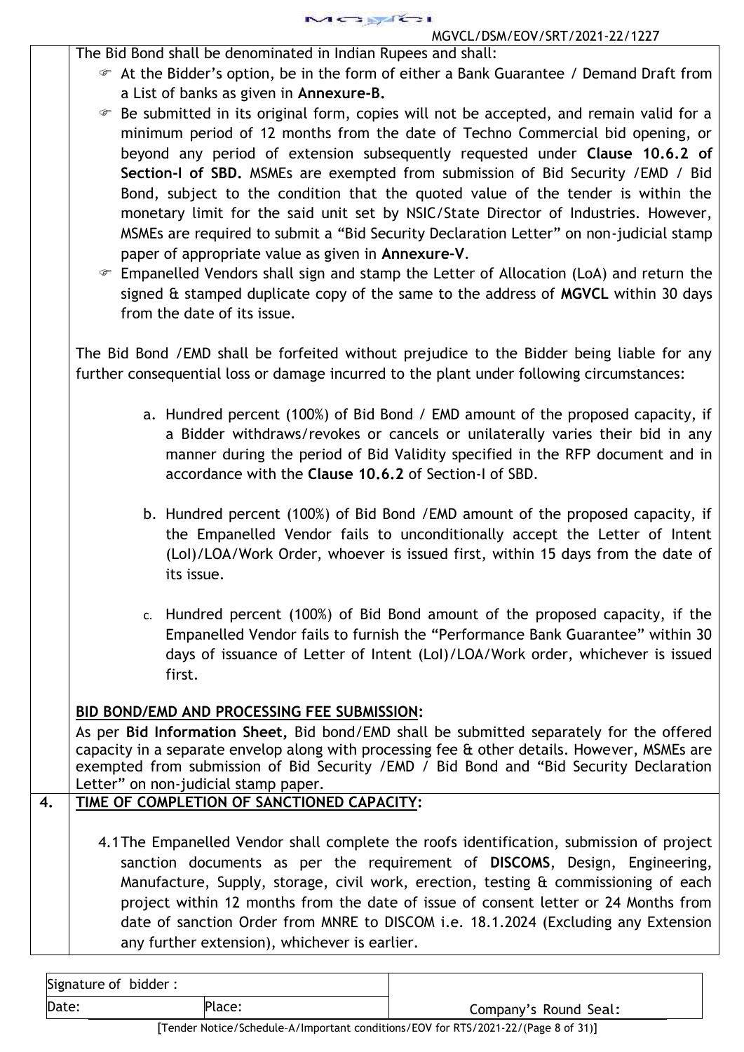The Bid Bond shall be denominated in Indian Rupees and shall:

- At the Bidder's option, be in the form of either a Bank Guarantee / Demand Draft from a List of banks as given in **Annexure-B.**
- Be submitted in its original form, copies will not be accepted, and remain valid for a minimum period of 12 months from the date of Techno Commercial bid opening, or beyond any period of extension subsequently requested under **Clause 10.6.2 of Section-I of SBD.** MSMEs are exempted from submission of Bid Security /EMD / Bid Bond, subject to the condition that the quoted value of the tender is within the monetary limit for the said unit set by NSIC/State Director of Industries. However, MSMEs are required to submit a "Bid Security Declaration Letter" on non-judicial stamp paper of appropriate value as given in **Annexure-V**.
- Empanelled Vendors shall sign and stamp the Letter of Allocation (LoA) and return the signed & stamped duplicate copy of the same to the address of **MGVCL** within 30 days from the date of its issue.

The Bid Bond /EMD shall be forfeited without prejudice to the Bidder being liable for any further consequential loss or damage incurred to the plant under following circumstances:

a. Hundred percent (100%) of Bid Bond / EMD amount of the proposed capacity, if a Bidder withdraws/revokes or cancels or unilaterally varies their bid in any manner during the period of Bid Validity specified in the RFP document and in accordance with the **Clause 10.6.2** of Section-I of SBD.

b. Hundred percent (100%) of Bid Bond /EMD amount of the proposed capacity, if the Empanelled Vendor fails to unconditionally accept the Letter of Intent (LoI)/LOA/Work Order, whoever is issued first, within 15 days from the date of its issue.

c. Hundred percent (100%) of Bid Bond amount of the proposed capacity, if the Empanelled Vendor fails to furnish the "Performance Bank Guarantee" within 30 days of issuance of Letter of Intent (LoI)/LOA/Work order, whichever is issued first.

**BID BOND/EMD AND PROCESSING FEE SUBMISSION:**

As per **Bid Information Sheet,** Bid bond/EMD shall be submitted separately for the offered capacity in a separate envelop along with processing fee & other details. However, MSMEs are exempted from submission of Bid Security /EMD / Bid Bond and "Bid Security Declaration Letter" on non-judicial stamp paper.

**4. TIME OF COMPLETION OF SANCTIONED CAPACITY:**

4.1 The Empanelled Vendor shall complete the roofs identification, submission of project sanction documents as per the requirement of **DISCOMS**, Design, Engineering, Manufacture, Supply, storage, civil work, erection, testing & commissioning of each project within 12 months from the date of issue of consent letter or 24 Months from date of sanction Order from MNRE to DISCOM i.e. 18.1.2024 (Excluding any Extension any further extension), whichever is earlier.

| Signature of bidder : | | |
|---|---|---|
| Date: | Place: | Company's Round Seal: |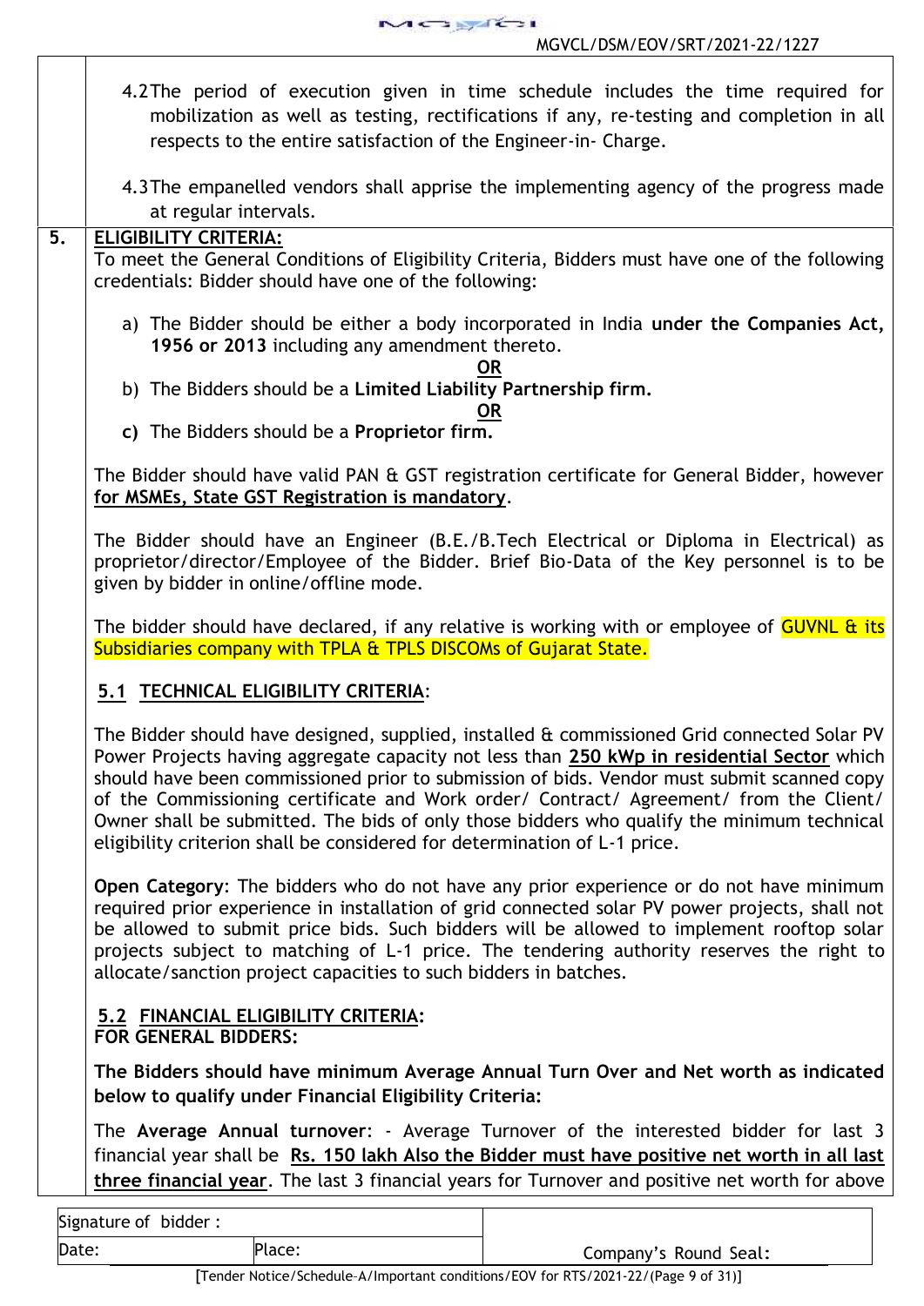4.2 The period of execution given in time schedule includes the time required for mobilization as well as testing, rectifications if any, re-testing and completion in all respects to the entire satisfaction of the Engineer-in- Charge.

4.3 The empanelled vendors shall apprise the implementing agency of the progress made at regular intervals.

## 5. ELIGIBILITY CRITERIA:

To meet the General Conditions of Eligibility Criteria, Bidders must have one of the following credentials: Bidder should have one of the following:

a) The Bidder should be either a body incorporated in India **under the Companies Act, 1956 or 2013** including any amendment thereto.

**OR**

b) The Bidders should be a **Limited Liability Partnership firm.**

**OR**

**c)** The Bidders should be a **Proprietor firm.**

The Bidder should have valid PAN & GST registration certificate for General Bidder, however **for MSMEs, State GST Registration is mandatory**.

The Bidder should have an Engineer (B.E./B.Tech Electrical or Diploma in Electrical) as proprietor/director/Employee of the Bidder. Brief Bio-Data of the Key personnel is to be given by bidder in online/offline mode.

The bidder should have declared, if any relative is working with or employee of GUVNL & its Subsidiaries company with TPLA & TPLS DISCOMs of Gujarat State.

### 5.1 TECHNICAL ELIGIBILITY CRITERIA:

The Bidder should have designed, supplied, installed & commissioned Grid connected Solar PV Power Projects having aggregate capacity not less than **250 kWp in residential Sector** which should have been commissioned prior to submission of bids. Vendor must submit scanned copy of the Commissioning certificate and Work order/ Contract/ Agreement/ from the Client/ Owner shall be submitted. The bids of only those bidders who qualify the minimum technical eligibility criterion shall be considered for determination of L-1 price.

**Open Category**: The bidders who do not have any prior experience or do not have minimum required prior experience in installation of grid connected solar PV power projects, shall not be allowed to submit price bids. Such bidders will be allowed to implement rooftop solar projects subject to matching of L-1 price. The tendering authority reserves the right to allocate/sanction project capacities to such bidders in batches.

### 5.2 FINANCIAL ELIGIBILITY CRITERIA:

**FOR GENERAL BIDDERS:**

**The Bidders should have minimum Average Annual Turn Over and Net worth as indicated below to qualify under Financial Eligibility Criteria:**

The **Average Annual turnover**: - Average Turnover of the interested bidder for last 3 financial year shall be **Rs. 150 lakh Also the Bidder must have positive net worth in all last three financial year**. The last 3 financial years for Turnover and positive net worth for above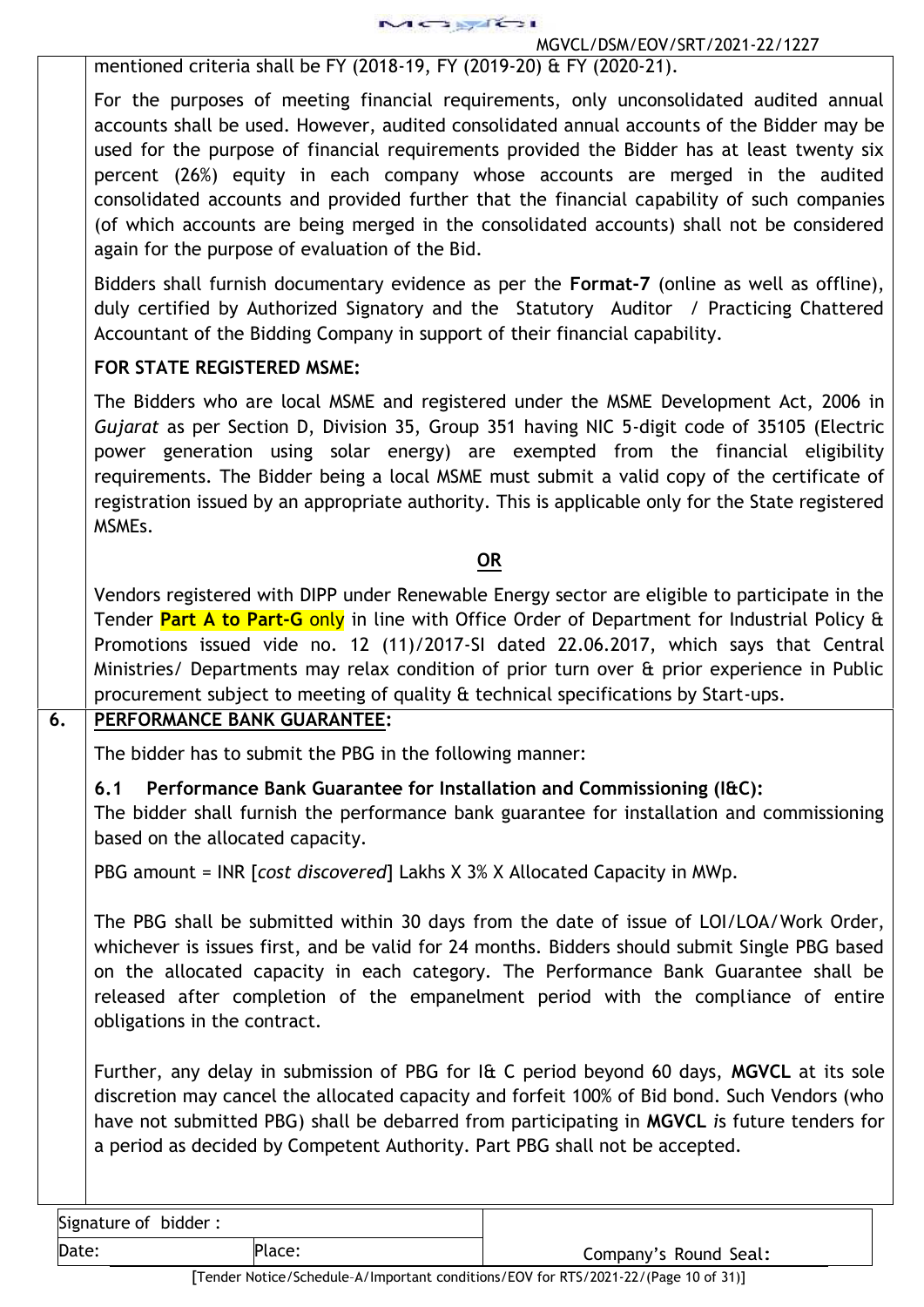mentioned criteria shall be FY (2018-19, FY (2019-20) & FY (2020-21).

For the purposes of meeting financial requirements, only unconsolidated audited annual accounts shall be used. However, audited consolidated annual accounts of the Bidder may be used for the purpose of financial requirements provided the Bidder has at least twenty six percent (26%) equity in each company whose accounts are merged in the audited consolidated accounts and provided further that the financial capability of such companies (of which accounts are being merged in the consolidated accounts) shall not be considered again for the purpose of evaluation of the Bid.

Bidders shall furnish documentary evidence as per the **Format-7** (online as well as offline), duly certified by Authorized Signatory and the Statutory Auditor / Practicing Chattered Accountant of the Bidding Company in support of their financial capability.

**FOR STATE REGISTERED MSME:**

The Bidders who are local MSME and registered under the MSME Development Act, 2006 in *Gujarat* as per Section D, Division 35, Group 351 having NIC 5-digit code of 35105 (Electric power generation using solar energy) are exempted from the financial eligibility requirements. The Bidder being a local MSME must submit a valid copy of the certificate of registration issued by an appropriate authority. This is applicable only for the State registered MSMEs.

**OR**

Vendors registered with DIPP under Renewable Energy sector are eligible to participate in the Tender **Part A to Part-G** only in line with Office Order of Department for Industrial Policy & Promotions issued vide no. 12 (11)/2017-SI dated 22.06.2017, which says that Central Ministries/ Departments may relax condition of prior turn over & prior experience in Public procurement subject to meeting of quality & technical specifications by Start-ups.

## 6. PERFORMANCE BANK GUARANTEE:

The bidder has to submit the PBG in the following manner:

**6.1 Performance Bank Guarantee for Installation and Commissioning (I&C):**

The bidder shall furnish the performance bank guarantee for installation and commissioning based on the allocated capacity.

PBG amount = INR [*cost discovered*] Lakhs X 3% X Allocated Capacity in MWp.

The PBG shall be submitted within 30 days from the date of issue of LOI/LOA/Work Order, whichever is issues first, and be valid for 24 months. Bidders should submit Single PBG based on the allocated capacity in each category. The Performance Bank Guarantee shall be released after completion of the empanelment period with the compliance of entire obligations in the contract.

Further, any delay in submission of PBG for I& C period beyond 60 days, **MGVCL** at its sole discretion may cancel the allocated capacity and forfeit 100% of Bid bond. Such Vendors (who have not submitted PBG) shall be debarred from participating in **MGVCL** *i*s future tenders for a period as decided by Competent Authority. Part PBG shall not be accepted.

| Signature of bidder : | | |
|---|---|---|
| Date: | Place: | Company's Round Seal: |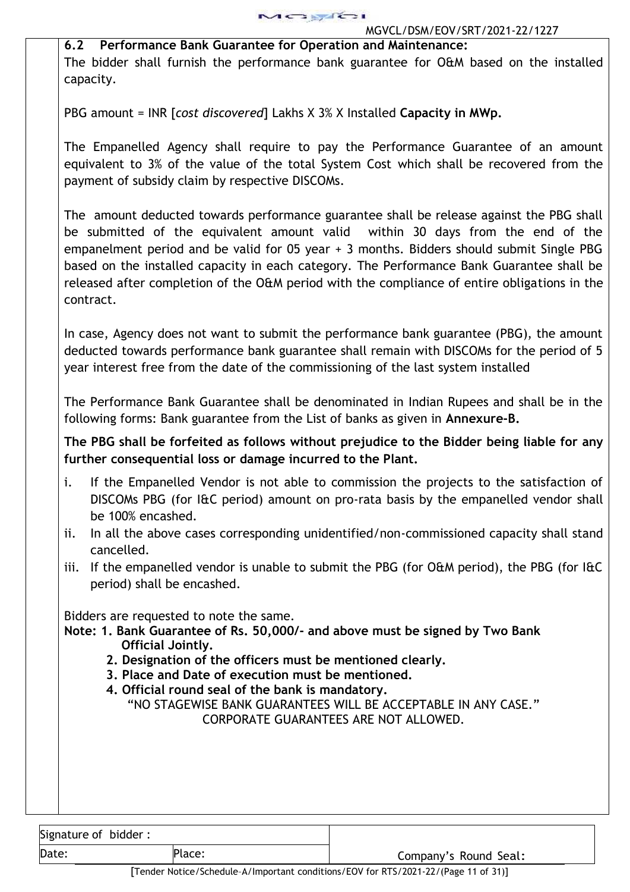### 6.2 Performance Bank Guarantee for Operation and Maintenance:

The bidder shall furnish the performance bank guarantee for O&M based on the installed capacity.

PBG amount = INR [*cost discovered*] Lakhs X 3% X Installed **Capacity in MWp.**

The Empanelled Agency shall require to pay the Performance Guarantee of an amount equivalent to 3% of the value of the total System Cost which shall be recovered from the payment of subsidy claim by respective DISCOMs.

The amount deducted towards performance guarantee shall be release against the PBG shall be submitted of the equivalent amount valid within 30 days from the end of the empanelment period and be valid for 05 year + 3 months. Bidders should submit Single PBG based on the installed capacity in each category. The Performance Bank Guarantee shall be released after completion of the O&M period with the compliance of entire obligations in the contract.

In case, Agency does not want to submit the performance bank guarantee (PBG), the amount deducted towards performance bank guarantee shall remain with DISCOMs for the period of 5 year interest free from the date of the commissioning of the last system installed

The Performance Bank Guarantee shall be denominated in Indian Rupees and shall be in the following forms: Bank guarantee from the List of banks as given in **Annexure-B.**

**The PBG shall be forfeited as follows without prejudice to the Bidder being liable for any further consequential loss or damage incurred to the Plant.**

i. If the Empanelled Vendor is not able to commission the projects to the satisfaction of DISCOMs PBG (for I&C period) amount on pro-rata basis by the empanelled vendor shall be 100% encashed.
ii. In all the above cases corresponding unidentified/non-commissioned capacity shall stand cancelled.
iii. If the empanelled vendor is unable to submit the PBG (for O&M period), the PBG (for I&C period) shall be encashed.

Bidders are requested to note the same.

**Note: 1. Bank Guarantee of Rs. 50,000/- and above must be signed by Two Bank Official Jointly.**
**2. Designation of the officers must be mentioned clearly.**
**3. Place and Date of execution must be mentioned.**
**4. Official round seal of the bank is mandatory.**

"NO STAGEWISE BANK GUARANTEES WILL BE ACCEPTABLE IN ANY CASE."
CORPORATE GUARANTEES ARE NOT ALLOWED.

| Signature of bidder : | | Company's Round Seal: |
|---|---|---|
| Date: | Place: | |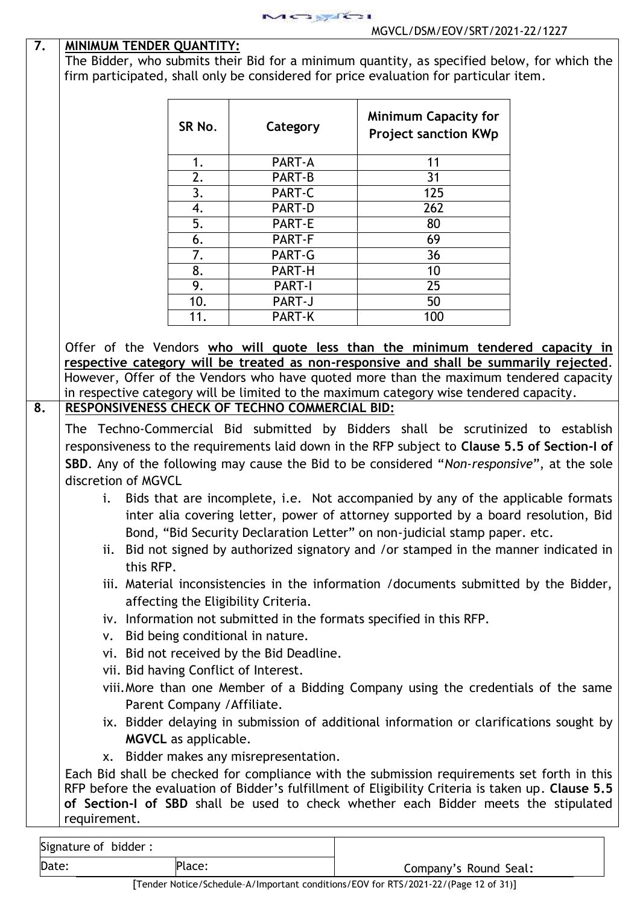MGVCL/DSM/EOV/SRT/2021-22/1227

**7. MINIMUM TENDER QUANTITY:**

The Bidder, who submits their Bid for a minimum quantity, as specified below, for which the firm participated, shall only be considered for price evaluation for particular item.

| SR No. | Category | Minimum Capacity for Project sanction KWp |
|---|---|---|
| 1. | PART-A | 11 |
| 2. | PART-B | 31 |
| 3. | PART-C | 125 |
| 4. | PART-D | 262 |
| 5. | PART-E | 80 |
| 6. | PART-F | 69 |
| 7. | PART-G | 36 |
| 8. | PART-H | 10 |
| 9. | PART-I | 25 |
| 10. | PART-J | 50 |
| 11. | PART-K | 100 |

Offer of the Vendors **who will quote less than the minimum tendered capacity in respective category will be treated as non-responsive and shall be summarily rejected**. However, Offer of the Vendors who have quoted more than the maximum tendered capacity in respective category will be limited to the maximum category wise tendered capacity.

**8. RESPONSIVENESS CHECK OF TECHNO COMMERCIAL BID:**

The Techno-Commercial Bid submitted by Bidders shall be scrutinized to establish responsiveness to the requirements laid down in the RFP subject to **Clause 5.5 of Section-I of SBD**. Any of the following may cause the Bid to be considered "*Non-responsive*", at the sole discretion of MGVCL

i. Bids that are incomplete, i.e. Not accompanied by any of the applicable formats inter alia covering letter, power of attorney supported by a board resolution, Bid Bond, "Bid Security Declaration Letter" on non-judicial stamp paper. etc.
ii. Bid not signed by authorized signatory and /or stamped in the manner indicated in this RFP.
iii. Material inconsistencies in the information /documents submitted by the Bidder, affecting the Eligibility Criteria.
iv. Information not submitted in the formats specified in this RFP.
v. Bid being conditional in nature.
vi. Bid not received by the Bid Deadline.
vii. Bid having Conflict of Interest.
viii. More than one Member of a Bidding Company using the credentials of the same Parent Company /Affiliate.
ix. Bidder delaying in submission of additional information or clarifications sought by **MGVCL** as applicable.
x. Bidder makes any misrepresentation.

Each Bid shall be checked for compliance with the submission requirements set forth in this RFP before the evaluation of Bidder's fulfillment of Eligibility Criteria is taken up. **Clause 5.5 of Section-I of SBD** shall be used to check whether each Bidder meets the stipulated requirement.

| Signature of bidder : | | |
|---|---|---|
| Date: | Place: | Company's Round Seal: |

[Tender Notice/Schedule–A/Important conditions/EOV for RTS/2021-22/(Page 12 of 31)]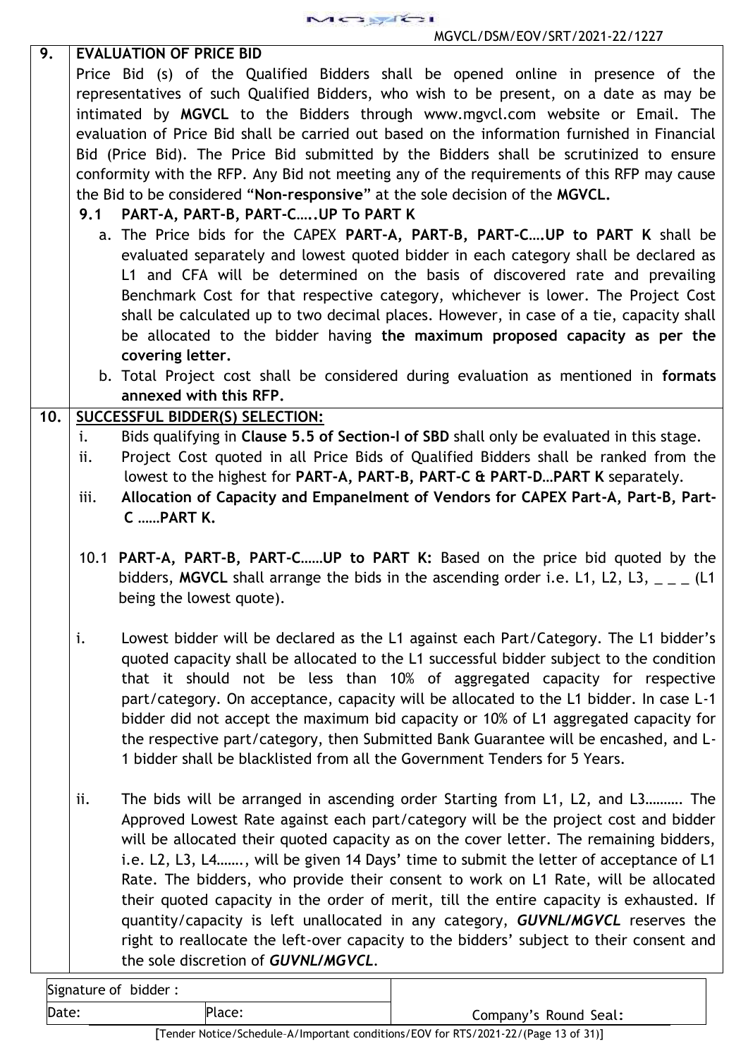## 9. EVALUATION OF PRICE BID

Price Bid (s) of the Qualified Bidders shall be opened online in presence of the representatives of such Qualified Bidders, who wish to be present, on a date as may be intimated by **MGVCL** to the Bidders through www.mgvcl.com website or Email. The evaluation of Price Bid shall be carried out based on the information furnished in Financial Bid (Price Bid). The Price Bid submitted by the Bidders shall be scrutinized to ensure conformity with the RFP. Any Bid not meeting any of the requirements of this RFP may cause the Bid to be considered "**Non-responsive**" at the sole decision of the **MGVCL.**

### 9.1 PART-A, PART-B, PART-C…..UP To PART K

a. The Price bids for the CAPEX **PART-A, PART-B, PART-C….UP to PART K** shall be evaluated separately and lowest quoted bidder in each category shall be declared as L1 and CFA will be determined on the basis of discovered rate and prevailing Benchmark Cost for that respective category, whichever is lower. The Project Cost shall be calculated up to two decimal places. However, in case of a tie, capacity shall be allocated to the bidder having **the maximum proposed capacity as per the covering letter.**

b. Total Project cost shall be considered during evaluation as mentioned in **formats annexed with this RFP.**

## 10. SUCCESSFUL BIDDER(S) SELECTION:

i. Bids qualifying in **Clause 5.5 of Section-I of SBD** shall only be evaluated in this stage.

ii. Project Cost quoted in all Price Bids of Qualified Bidders shall be ranked from the lowest to the highest for **PART-A, PART-B, PART-C & PART-D…PART K** separately.

iii. **Allocation of Capacity and Empanelment of Vendors for CAPEX Part-A, Part-B, Part-C ……PART K.**

10.1 **PART-A, PART-B, PART-C……UP to PART K:** Based on the price bid quoted by the bidders, **MGVCL** shall arrange the bids in the ascending order i.e. L1, L2, L3, _ _ _ (L1 being the lowest quote).

i. Lowest bidder will be declared as the L1 against each Part/Category. The L1 bidder's quoted capacity shall be allocated to the L1 successful bidder subject to the condition that it should not be less than 10% of aggregated capacity for respective part/category. On acceptance, capacity will be allocated to the L1 bidder. In case L-1 bidder did not accept the maximum bid capacity or 10% of L1 aggregated capacity for the respective part/category, then Submitted Bank Guarantee will be encashed, and L-1 bidder shall be blacklisted from all the Government Tenders for 5 Years.

ii. The bids will be arranged in ascending order Starting from L1, L2, and L3………. The Approved Lowest Rate against each part/category will be the project cost and bidder will be allocated their quoted capacity as on the cover letter. The remaining bidders, i.e. L2, L3, L4……., will be given 14 Days' time to submit the letter of acceptance of L1 Rate. The bidders, who provide their consent to work on L1 Rate, will be allocated their quoted capacity in the order of merit, till the entire capacity is exhausted. If quantity/capacity is left unallocated in any category, ***GUVNL/MGVCL*** reserves the right to reallocate the left-over capacity to the bidders' subject to their consent and the sole discretion of ***GUVNL/MGVCL***.

| Signature of bidder : | | |
|---|---|---|
| Date: | Place: | Company's Round Seal: |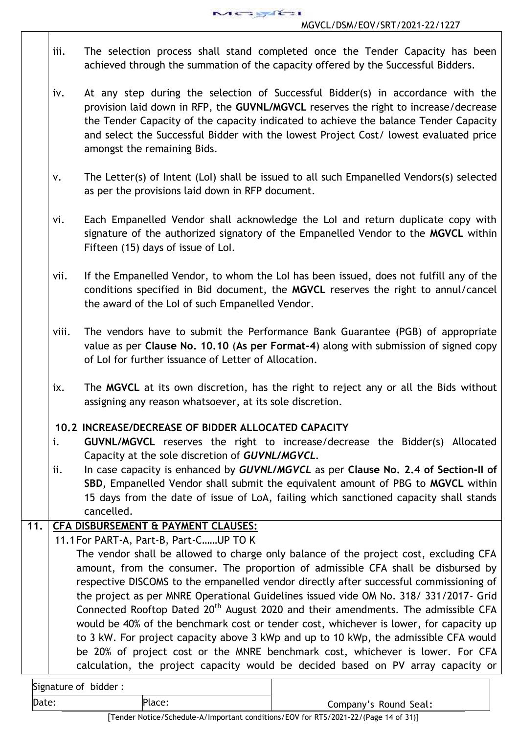iii. The selection process shall stand completed once the Tender Capacity has been achieved through the summation of the capacity offered by the Successful Bidders.

iv. At any step during the selection of Successful Bidder(s) in accordance with the provision laid down in RFP, the **GUVNL/MGVCL** reserves the right to increase/decrease the Tender Capacity of the capacity indicated to achieve the balance Tender Capacity and select the Successful Bidder with the lowest Project Cost/ lowest evaluated price amongst the remaining Bids.

v. The Letter(s) of Intent (LoI) shall be issued to all such Empanelled Vendors(s) selected as per the provisions laid down in RFP document.

vi. Each Empanelled Vendor shall acknowledge the LoI and return duplicate copy with signature of the authorized signatory of the Empanelled Vendor to the **MGVCL** within Fifteen (15) days of issue of LoI.

vii. If the Empanelled Vendor, to whom the LoI has been issued, does not fulfill any of the conditions specified in Bid document, the **MGVCL** reserves the right to annul/cancel the award of the LoI of such Empanelled Vendor.

viii. The vendors have to submit the Performance Bank Guarantee (PGB) of appropriate value as per **Clause No. 10.10** (**As per Format-4**) along with submission of signed copy of LoI for further issuance of Letter of Allocation.

ix. The **MGVCL** at its own discretion, has the right to reject any or all the Bids without assigning any reason whatsoever, at its sole discretion.

**10.2 INCREASE/DECREASE OF BIDDER ALLOCATED CAPACITY**

i. **GUVNL/MGVCL** reserves the right to increase/decrease the Bidder(s) Allocated Capacity at the sole discretion of ***GUVNL/MGVCL***.

ii. In case capacity is enhanced by ***GUVNL/MGVCL*** as per **Clause No. 2.4 of Section-II of SBD**, Empanelled Vendor shall submit the equivalent amount of PBG to **MGVCL** within 15 days from the date of issue of LoA, failing which sanctioned capacity shall stands cancelled.

## 11. CFA DISBURSEMENT & PAYMENT CLAUSES:

11.1 For PART-A, Part-B, Part-C……UP TO K

The vendor shall be allowed to charge only balance of the project cost, excluding CFA amount, from the consumer. The proportion of admissible CFA shall be disbursed by respective DISCOMS to the empanelled vendor directly after successful commissioning of the project as per MNRE Operational Guidelines issued vide OM No. 318/ 331/2017- Grid Connected Rooftop Dated 20th August 2020 and their amendments. The admissible CFA would be 40% of the benchmark cost or tender cost, whichever is lower, for capacity up to 3 kW. For project capacity above 3 kWp and up to 10 kWp, the admissible CFA would be 20% of project cost or the MNRE benchmark cost, whichever is lower. For CFA calculation, the project capacity would be decided based on PV array capacity or

| Signature of bidder : | | |
|---|---|---|
| Date: | Place: | Company's Round Seal: |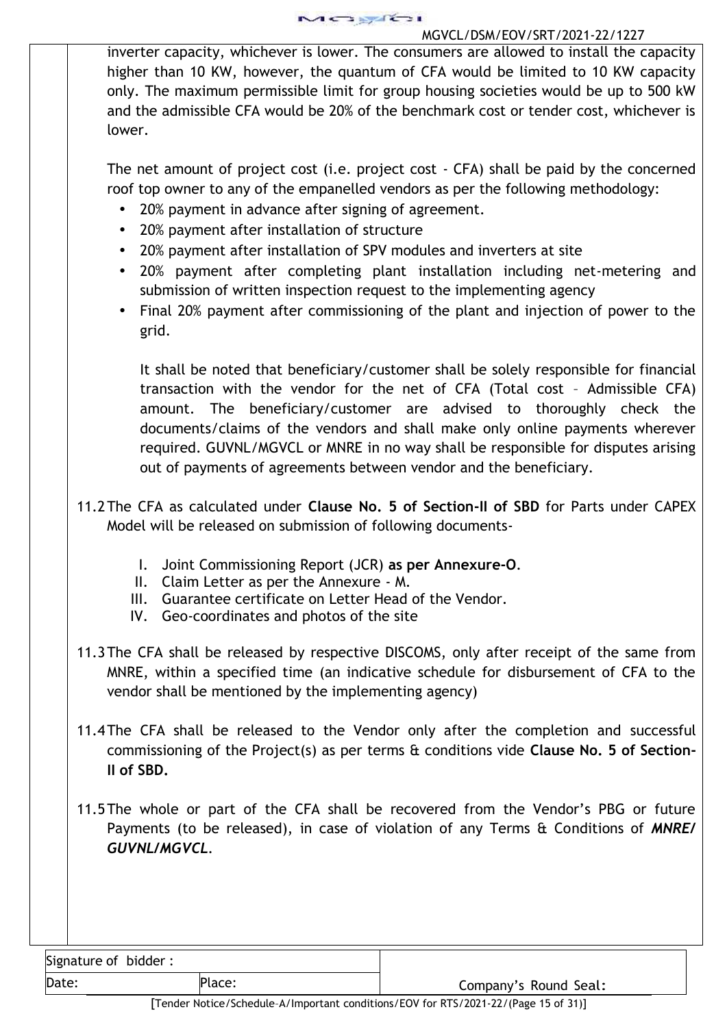inverter capacity, whichever is lower. The consumers are allowed to install the capacity higher than 10 KW, however, the quantum of CFA would be limited to 10 KW capacity only. The maximum permissible limit for group housing societies would be up to 500 kW and the admissible CFA would be 20% of the benchmark cost or tender cost, whichever is lower.

The net amount of project cost (i.e. project cost - CFA) shall be paid by the concerned roof top owner to any of the empanelled vendors as per the following methodology:

- 20% payment in advance after signing of agreement.
- 20% payment after installation of structure
- 20% payment after installation of SPV modules and inverters at site
- 20% payment after completing plant installation including net-metering and submission of written inspection request to the implementing agency
- Final 20% payment after commissioning of the plant and injection of power to the grid.

It shall be noted that beneficiary/customer shall be solely responsible for financial transaction with the vendor for the net of CFA (Total cost – Admissible CFA) amount. The beneficiary/customer are advised to thoroughly check the documents/claims of the vendors and shall make only online payments wherever required. GUVNL/MGVCL or MNRE in no way shall be responsible for disputes arising out of payments of agreements between vendor and the beneficiary.

11.2 The CFA as calculated under **Clause No. 5 of Section-II of SBD** for Parts under CAPEX Model will be released on submission of following documents-

I. Joint Commissioning Report (JCR) **as per Annexure-O**.
II. Claim Letter as per the Annexure - M.
III. Guarantee certificate on Letter Head of the Vendor.
IV. Geo-coordinates and photos of the site

11.3 The CFA shall be released by respective DISCOMS, only after receipt of the same from MNRE, within a specified time (an indicative schedule for disbursement of CFA to the vendor shall be mentioned by the implementing agency)

11.4 The CFA shall be released to the Vendor only after the completion and successful commissioning of the Project(s) as per terms & conditions vide **Clause No. 5 of Section-II of SBD.**

11.5 The whole or part of the CFA shall be recovered from the Vendor's PBG or future Payments (to be released), in case of violation of any Terms & Conditions of ***MNRE/ GUVNL/MGVCL***.

| Signature of bidder : | | |
|---|---|---|
| Date: | Place: | Company's Round Seal: |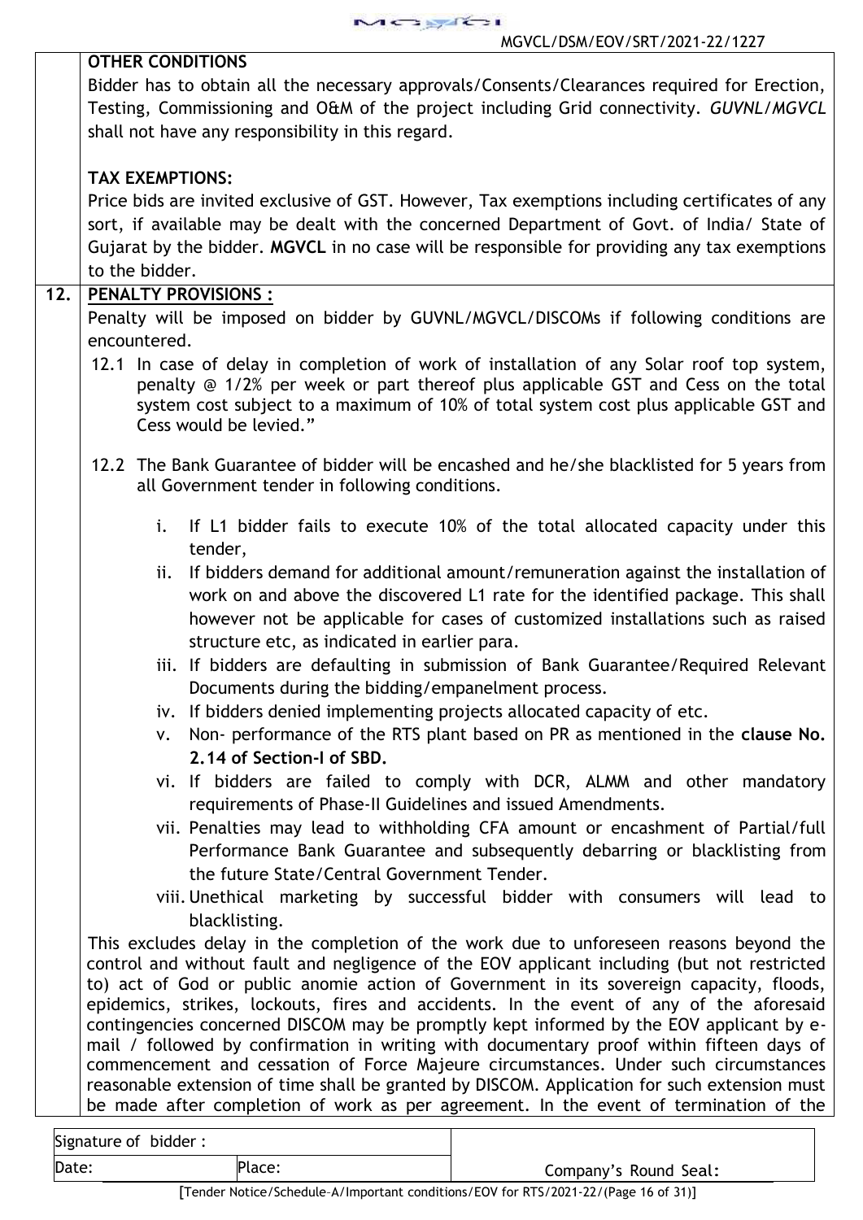**OTHER CONDITIONS**

Bidder has to obtain all the necessary approvals/Consents/Clearances required for Erection, Testing, Commissioning and O&M of the project including Grid connectivity. *GUVNL/MGVCL* shall not have any responsibility in this regard.

**TAX EXEMPTIONS:**

Price bids are invited exclusive of GST. However, Tax exemptions including certificates of any sort, if available may be dealt with the concerned Department of Govt. of India/ State of Gujarat by the bidder. **MGVCL** in no case will be responsible for providing any tax exemptions to the bidder.

## 12. PENALTY PROVISIONS :

Penalty will be imposed on bidder by GUVNL/MGVCL/DISCOMs if following conditions are encountered.

12.1 In case of delay in completion of work of installation of any Solar roof top system, penalty @ 1/2% per week or part thereof plus applicable GST and Cess on the total system cost subject to a maximum of 10% of total system cost plus applicable GST and Cess would be levied."

12.2 The Bank Guarantee of bidder will be encashed and he/she blacklisted for 5 years from all Government tender in following conditions.

i. If L1 bidder fails to execute 10% of the total allocated capacity under this tender,

ii. If bidders demand for additional amount/remuneration against the installation of work on and above the discovered L1 rate for the identified package. This shall however not be applicable for cases of customized installations such as raised structure etc, as indicated in earlier para.

iii. If bidders are defaulting in submission of Bank Guarantee/Required Relevant Documents during the bidding/empanelment process.

iv. If bidders denied implementing projects allocated capacity of etc.

v. Non- performance of the RTS plant based on PR as mentioned in the **clause No. 2.14 of Section-I of SBD.**

vi. If bidders are failed to comply with DCR, ALMM and other mandatory requirements of Phase-II Guidelines and issued Amendments.

vii. Penalties may lead to withholding CFA amount or encashment of Partial/full Performance Bank Guarantee and subsequently debarring or blacklisting from the future State/Central Government Tender.

viii. Unethical marketing by successful bidder with consumers will lead to blacklisting.

This excludes delay in the completion of the work due to unforeseen reasons beyond the control and without fault and negligence of the EOV applicant including (but not restricted to) act of God or public anomie action of Government in its sovereign capacity, floods, epidemics, strikes, lockouts, fires and accidents. In the event of any of the aforesaid contingencies concerned DISCOM may be promptly kept informed by the EOV applicant by e-mail / followed by confirmation in writing with documentary proof within fifteen days of commencement and cessation of Force Majeure circumstances. Under such circumstances reasonable extension of time shall be granted by DISCOM. Application for such extension must be made after completion of work as per agreement. In the event of termination of the

| Signature of bidder : | | |
|---|---|---|
| Date: | Place: | Company's Round Seal: |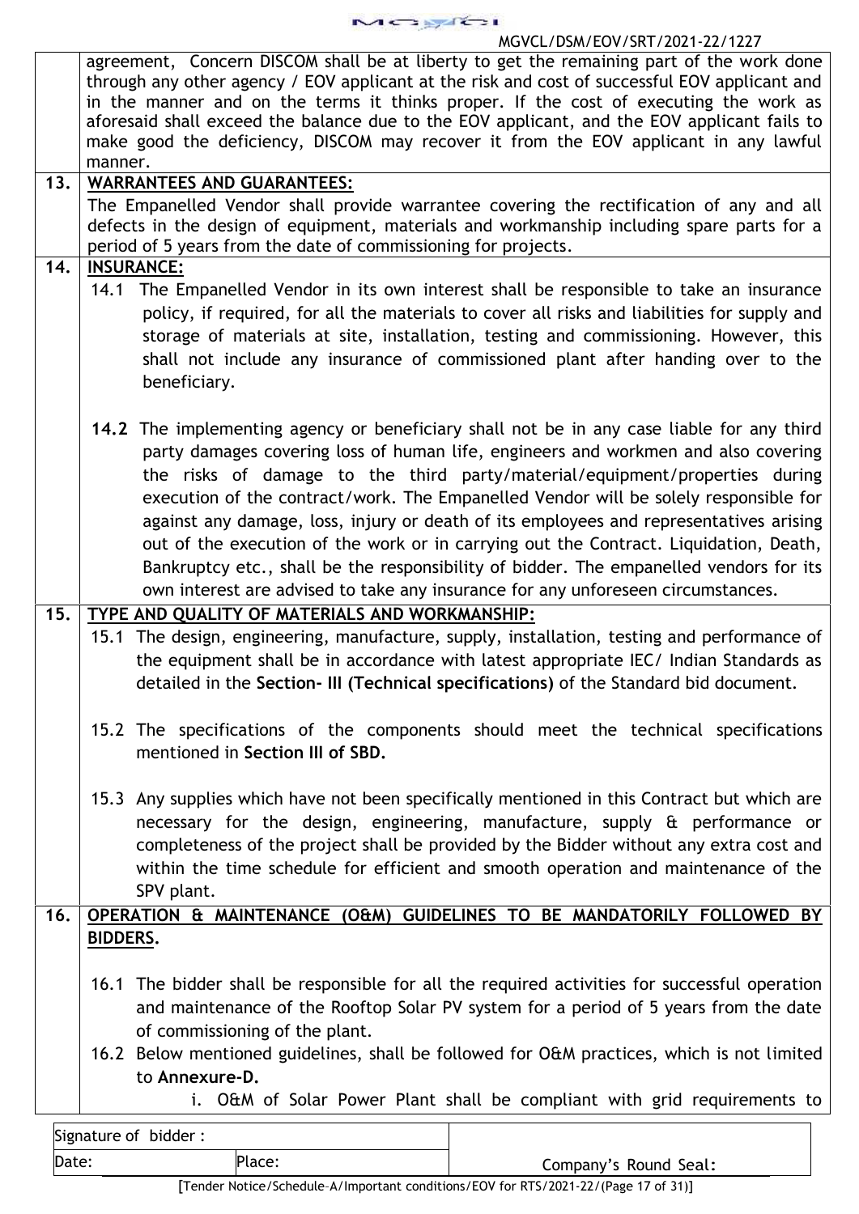agreement, Concern DISCOM shall be at liberty to get the remaining part of the work done through any other agency / EOV applicant at the risk and cost of successful EOV applicant and in the manner and on the terms it thinks proper. If the cost of executing the work as aforesaid shall exceed the balance due to the EOV applicant, and the EOV applicant fails to make good the deficiency, DISCOM may recover it from the EOV applicant in any lawful manner.

**13. WARRANTEES AND GUARANTEES:**

The Empanelled Vendor shall provide warrantee covering the rectification of any and all defects in the design of equipment, materials and workmanship including spare parts for a period of 5 years from the date of commissioning for projects.

**14. INSURANCE:**

14.1 The Empanelled Vendor in its own interest shall be responsible to take an insurance policy, if required, for all the materials to cover all risks and liabilities for supply and storage of materials at site, installation, testing and commissioning. However, this shall not include any insurance of commissioned plant after handing over to the beneficiary.

**14.2** The implementing agency or beneficiary shall not be in any case liable for any third party damages covering loss of human life, engineers and workmen and also covering the risks of damage to the third party/material/equipment/properties during execution of the contract/work. The Empanelled Vendor will be solely responsible for against any damage, loss, injury or death of its employees and representatives arising out of the execution of the work or in carrying out the Contract. Liquidation, Death, Bankruptcy etc., shall be the responsibility of bidder. The empanelled vendors for its own interest are advised to take any insurance for any unforeseen circumstances.

**15. TYPE AND QUALITY OF MATERIALS AND WORKMANSHIP:**

15.1 The design, engineering, manufacture, supply, installation, testing and performance of the equipment shall be in accordance with latest appropriate IEC/ Indian Standards as detailed in the **Section- III (Technical specifications)** of the Standard bid document.

15.2 The specifications of the components should meet the technical specifications mentioned in **Section III of SBD.**

15.3 Any supplies which have not been specifically mentioned in this Contract but which are necessary for the design, engineering, manufacture, supply & performance or completeness of the project shall be provided by the Bidder without any extra cost and within the time schedule for efficient and smooth operation and maintenance of the SPV plant.

**16. OPERATION & MAINTENANCE (O&M) GUIDELINES TO BE MANDATORILY FOLLOWED BY BIDDERS.**

16.1 The bidder shall be responsible for all the required activities for successful operation and maintenance of the Rooftop Solar PV system for a period of 5 years from the date of commissioning of the plant.

16.2 Below mentioned guidelines, shall be followed for O&M practices, which is not limited to **Annexure-D.**

i. O&M of Solar Power Plant shall be compliant with grid requirements to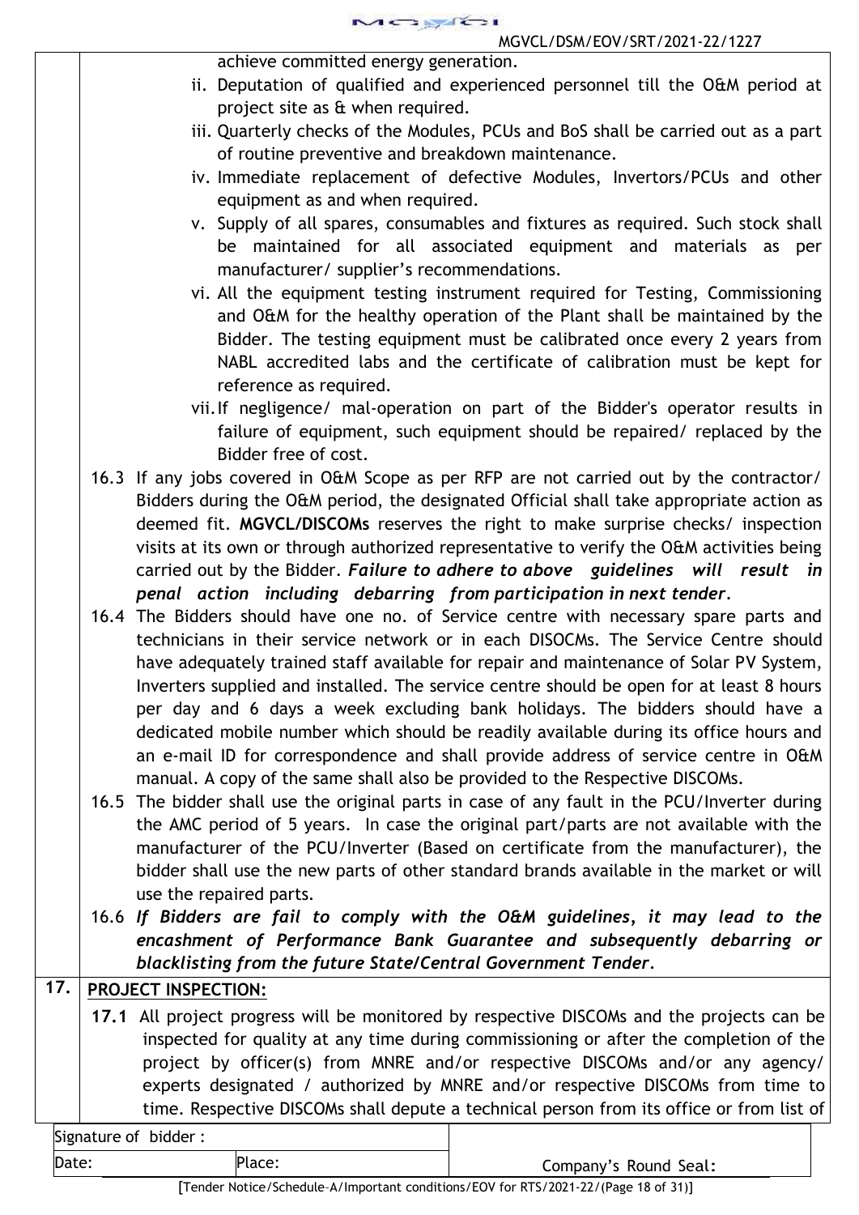achieve committed energy generation.

ii. Deputation of qualified and experienced personnel till the O&M period at project site as & when required.

iii. Quarterly checks of the Modules, PCUs and BoS shall be carried out as a part of routine preventive and breakdown maintenance.

iv. Immediate replacement of defective Modules, Invertors/PCUs and other equipment as and when required.

v. Supply of all spares, consumables and fixtures as required. Such stock shall be maintained for all associated equipment and materials as per manufacturer/ supplier's recommendations.

vi. All the equipment testing instrument required for Testing, Commissioning and O&M for the healthy operation of the Plant shall be maintained by the Bidder. The testing equipment must be calibrated once every 2 years from NABL accredited labs and the certificate of calibration must be kept for reference as required.

vii. If negligence/ mal-operation on part of the Bidder's operator results in failure of equipment, such equipment should be repaired/ replaced by the Bidder free of cost.

16.3 If any jobs covered in O&M Scope as per RFP are not carried out by the contractor/ Bidders during the O&M period, the designated Official shall take appropriate action as deemed fit. **MGVCL/DISCOMs** reserves the right to make surprise checks/ inspection visits at its own or through authorized representative to verify the O&M activities being carried out by the Bidder. ***Failure to adhere to above guidelines will result in penal action including debarring from participation in next tender.***

16.4 The Bidders should have one no. of Service centre with necessary spare parts and technicians in their service network or in each DISOCMs. The Service Centre should have adequately trained staff available for repair and maintenance of Solar PV System, Inverters supplied and installed. The service centre should be open for at least 8 hours per day and 6 days a week excluding bank holidays. The bidders should have a dedicated mobile number which should be readily available during its office hours and an e-mail ID for correspondence and shall provide address of service centre in O&M manual. A copy of the same shall also be provided to the Respective DISCOMs.

16.5 The bidder shall use the original parts in case of any fault in the PCU/Inverter during the AMC period of 5 years. In case the original part/parts are not available with the manufacturer of the PCU/Inverter (Based on certificate from the manufacturer), the bidder shall use the new parts of other standard brands available in the market or will use the repaired parts.

16.6 ***If Bidders are fail to comply with the O&M guidelines, it may lead to the encashment of Performance Bank Guarantee and subsequently debarring or blacklisting from the future State/Central Government Tender.***

## 17. PROJECT INSPECTION:

**17.1** All project progress will be monitored by respective DISCOMs and the projects can be inspected for quality at any time during commissioning or after the completion of the project by officer(s) from MNRE and/or respective DISCOMs and/or any agency/ experts designated / authorized by MNRE and/or respective DISCOMs from time to time. Respective DISCOMs shall depute a technical person from its office or from list of

| Signature of bidder : | | |
|---|---|---|
| Date: | Place: | Company's Round Seal: |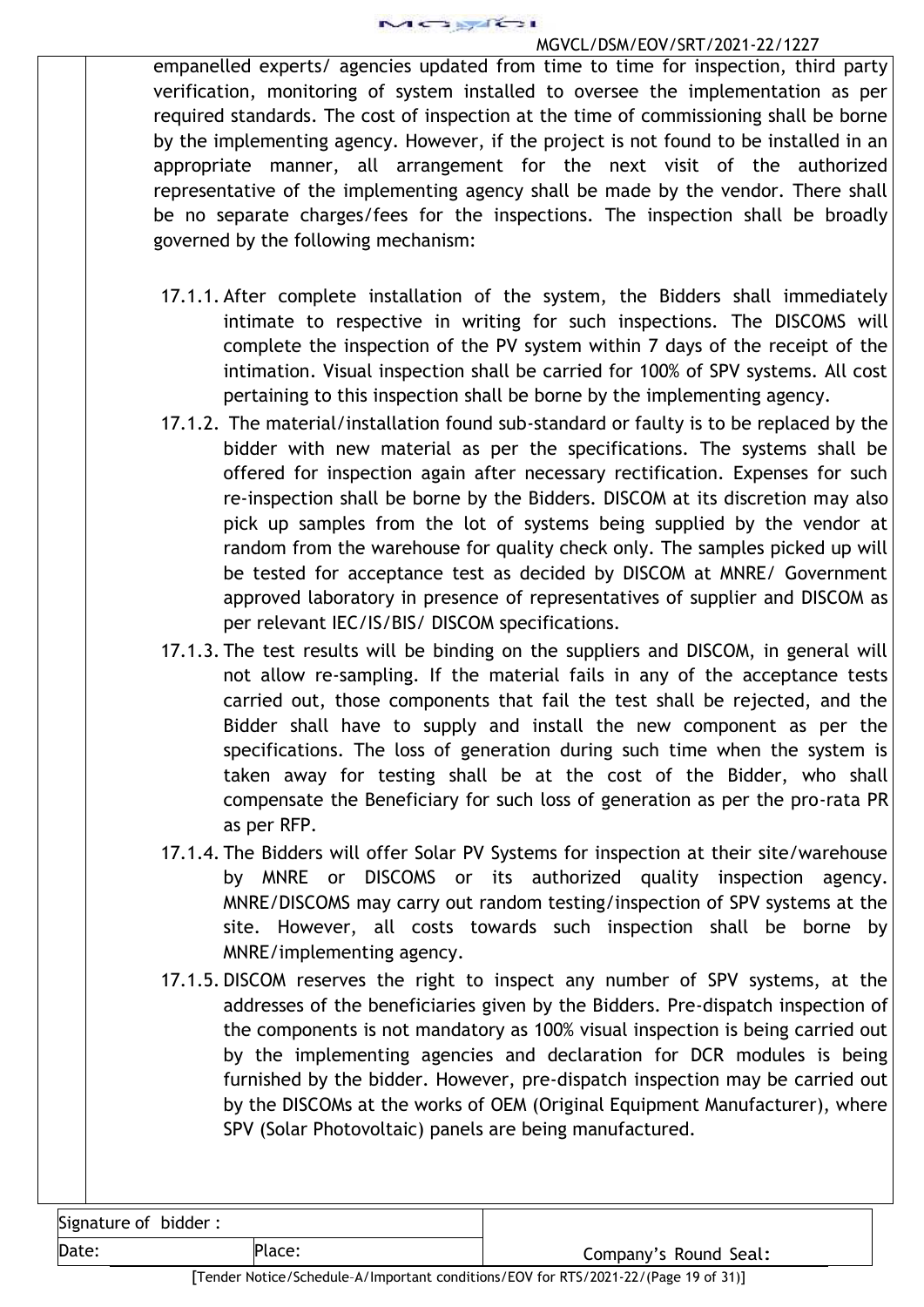empanelled experts/ agencies updated from time to time for inspection, third party verification, monitoring of system installed to oversee the implementation as per required standards. The cost of inspection at the time of commissioning shall be borne by the implementing agency. However, if the project is not found to be installed in an appropriate manner, all arrangement for the next visit of the authorized representative of the implementing agency shall be made by the vendor. There shall be no separate charges/fees for the inspections. The inspection shall be broadly governed by the following mechanism:

17.1.1. After complete installation of the system, the Bidders shall immediately intimate to respective in writing for such inspections. The DISCOMS will complete the inspection of the PV system within 7 days of the receipt of the intimation. Visual inspection shall be carried for 100% of SPV systems. All cost pertaining to this inspection shall be borne by the implementing agency.

17.1.2. The material/installation found sub-standard or faulty is to be replaced by the bidder with new material as per the specifications. The systems shall be offered for inspection again after necessary rectification. Expenses for such re-inspection shall be borne by the Bidders. DISCOM at its discretion may also pick up samples from the lot of systems being supplied by the vendor at random from the warehouse for quality check only. The samples picked up will be tested for acceptance test as decided by DISCOM at MNRE/ Government approved laboratory in presence of representatives of supplier and DISCOM as per relevant IEC/IS/BIS/ DISCOM specifications.

17.1.3. The test results will be binding on the suppliers and DISCOM, in general will not allow re-sampling. If the material fails in any of the acceptance tests carried out, those components that fail the test shall be rejected, and the Bidder shall have to supply and install the new component as per the specifications. The loss of generation during such time when the system is taken away for testing shall be at the cost of the Bidder, who shall compensate the Beneficiary for such loss of generation as per the pro-rata PR as per RFP.

17.1.4. The Bidders will offer Solar PV Systems for inspection at their site/warehouse by MNRE or DISCOMS or its authorized quality inspection agency. MNRE/DISCOMS may carry out random testing/inspection of SPV systems at the site. However, all costs towards such inspection shall be borne by MNRE/implementing agency.

17.1.5. DISCOM reserves the right to inspect any number of SPV systems, at the addresses of the beneficiaries given by the Bidders. Pre-dispatch inspection of the components is not mandatory as 100% visual inspection is being carried out by the implementing agencies and declaration for DCR modules is being furnished by the bidder. However, pre-dispatch inspection may be carried out by the DISCOMs at the works of OEM (Original Equipment Manufacturer), where SPV (Solar Photovoltaic) panels are being manufactured.

| Signature of bidder : | | |
|---|---|---|
| Date: | Place: | Company's Round Seal: |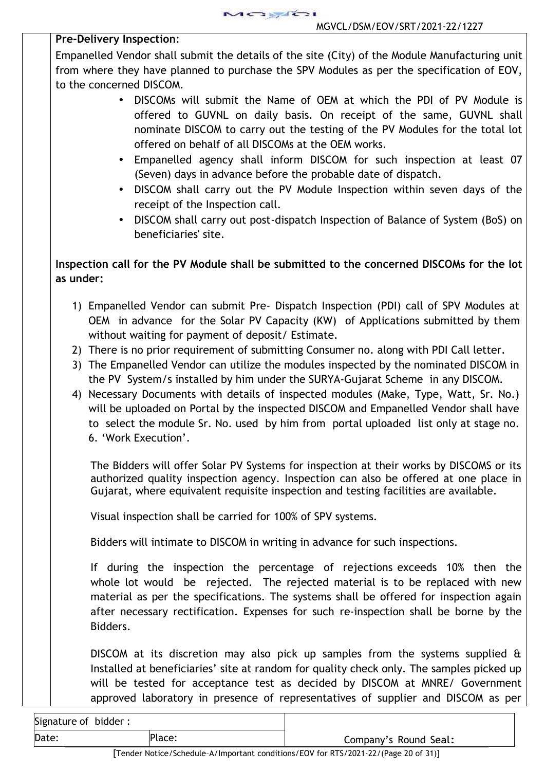**Pre-Delivery Inspection**:

Empanelled Vendor shall submit the details of the site (City) of the Module Manufacturing unit from where they have planned to purchase the SPV Modules as per the specification of EOV, to the concerned DISCOM.

- DISCOMs will submit the Name of OEM at which the PDI of PV Module is offered to GUVNL on daily basis. On receipt of the same, GUVNL shall nominate DISCOM to carry out the testing of the PV Modules for the total lot offered on behalf of all DISCOMs at the OEM works.
- Empanelled agency shall inform DISCOM for such inspection at least 07 (Seven) days in advance before the probable date of dispatch.
- DISCOM shall carry out the PV Module Inspection within seven days of the receipt of the Inspection call.
- DISCOM shall carry out post-dispatch Inspection of Balance of System (BoS) on beneficiaries' site.

**Inspection call for the PV Module shall be submitted to the concerned DISCOMs for the lot as under:**

1) Empanelled Vendor can submit Pre- Dispatch Inspection (PDI) call of SPV Modules at OEM in advance for the Solar PV Capacity (KW) of Applications submitted by them without waiting for payment of deposit/ Estimate.
2) There is no prior requirement of submitting Consumer no. along with PDI Call letter.
3) The Empanelled Vendor can utilize the modules inspected by the nominated DISCOM in the PV System/s installed by him under the SURYA-Gujarat Scheme in any DISCOM.
4) Necessary Documents with details of inspected modules (Make, Type, Watt, Sr. No.) will be uploaded on Portal by the inspected DISCOM and Empanelled Vendor shall have to select the module Sr. No. used by him from portal uploaded list only at stage no. 6. 'Work Execution'.

The Bidders will offer Solar PV Systems for inspection at their works by DISCOMS or its authorized quality inspection agency. Inspection can also be offered at one place in Gujarat, where equivalent requisite inspection and testing facilities are available.

Visual inspection shall be carried for 100% of SPV systems.

Bidders will intimate to DISCOM in writing in advance for such inspections.

If during the inspection the percentage of rejections exceeds 10% then the whole lot would be rejected. The rejected material is to be replaced with new material as per the specifications. The systems shall be offered for inspection again after necessary rectification. Expenses for such re-inspection shall be borne by the Bidders.

DISCOM at its discretion may also pick up samples from the systems supplied & Installed at beneficiaries' site at random for quality check only. The samples picked up will be tested for acceptance test as decided by DISCOM at MNRE/ Government approved laboratory in presence of representatives of supplier and DISCOM as per

| Signature of bidder : | | |
|---|---|---|
| Date: | Place: | Company's Round Seal: |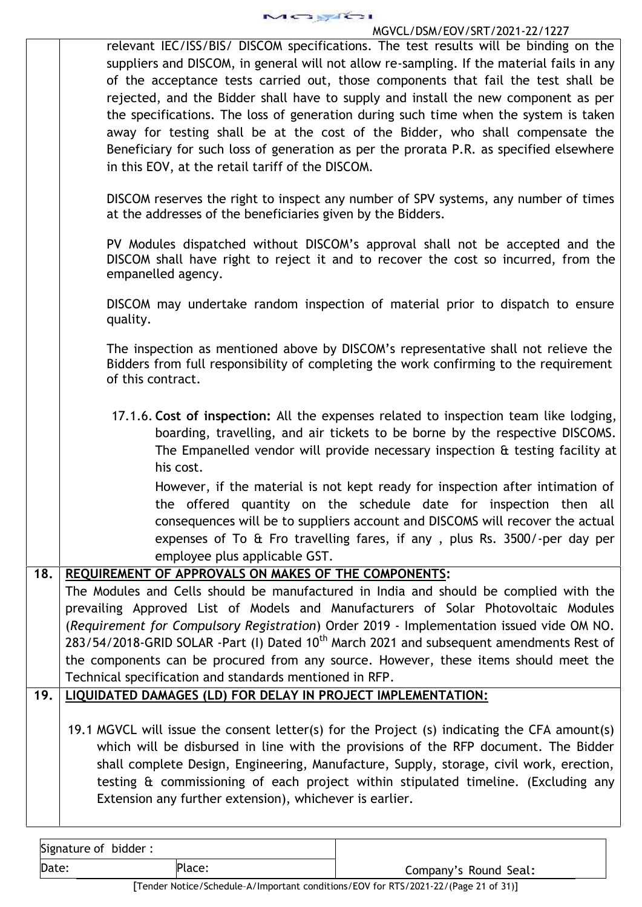relevant IEC/ISS/BIS/ DISCOM specifications. The test results will be binding on the suppliers and DISCOM, in general will not allow re-sampling. If the material fails in any of the acceptance tests carried out, those components that fail the test shall be rejected, and the Bidder shall have to supply and install the new component as per the specifications. The loss of generation during such time when the system is taken away for testing shall be at the cost of the Bidder, who shall compensate the Beneficiary for such loss of generation as per the prorata P.R. as specified elsewhere in this EOV, at the retail tariff of the DISCOM.

DISCOM reserves the right to inspect any number of SPV systems, any number of times at the addresses of the beneficiaries given by the Bidders.

PV Modules dispatched without DISCOM's approval shall not be accepted and the DISCOM shall have right to reject it and to recover the cost so incurred, from the empanelled agency.

DISCOM may undertake random inspection of material prior to dispatch to ensure quality.

The inspection as mentioned above by DISCOM's representative shall not relieve the Bidders from full responsibility of completing the work confirming to the requirement of this contract.

17.1.6. **Cost of inspection:** All the expenses related to inspection team like lodging, boarding, travelling, and air tickets to be borne by the respective DISCOMS. The Empanelled vendor will provide necessary inspection & testing facility at his cost.

However, if the material is not kept ready for inspection after intimation of the offered quantity on the schedule date for inspection then all consequences will be to suppliers account and DISCOMS will recover the actual expenses of To & Fro travelling fares, if any , plus Rs. 3500/-per day per employee plus applicable GST.

**18. REQUIREMENT OF APPROVALS ON MAKES OF THE COMPONENTS:**

The Modules and Cells should be manufactured in India and should be complied with the prevailing Approved List of Models and Manufacturers of Solar Photovoltaic Modules (*Requirement for Compulsory Registration*) Order 2019 - Implementation issued vide OM NO. 283/54/2018-GRID SOLAR -Part (I) Dated 10th March 2021 and subsequent amendments Rest of the components can be procured from any source. However, these items should meet the Technical specification and standards mentioned in RFP.

**19. LIQUIDATED DAMAGES (LD) FOR DELAY IN PROJECT IMPLEMENTATION:**

19.1 MGVCL will issue the consent letter(s) for the Project (s) indicating the CFA amount(s) which will be disbursed in line with the provisions of the RFP document. The Bidder shall complete Design, Engineering, Manufacture, Supply, storage, civil work, erection, testing & commissioning of each project within stipulated timeline. (Excluding any Extension any further extension), whichever is earlier.

| Signature of bidder : | | |
|---|---|---|
| Date: | Place: | Company's Round Seal: |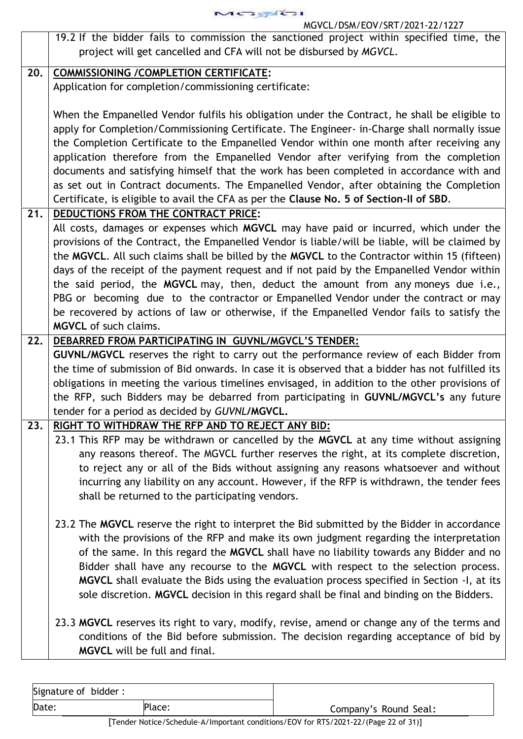19.2 If the bidder fails to commission the sanctioned project within specified time, the project will get cancelled and CFA will not be disbursed by *MGVCL*.

**20. COMMISSIONING /COMPLETION CERTIFICATE:**

Application for completion/commissioning certificate:

When the Empanelled Vendor fulfils his obligation under the Contract, he shall be eligible to apply for Completion/Commissioning Certificate. The Engineer- in-Charge shall normally issue the Completion Certificate to the Empanelled Vendor within one month after receiving any application therefore from the Empanelled Vendor after verifying from the completion documents and satisfying himself that the work has been completed in accordance with and as set out in Contract documents. The Empanelled Vendor, after obtaining the Completion Certificate, is eligible to avail the CFA as per the **Clause No. 5 of Section-II of SBD**.

**21. DEDUCTIONS FROM THE CONTRACT PRICE:**

All costs, damages or expenses which **MGVCL** may have paid or incurred, which under the provisions of the Contract, the Empanelled Vendor is liable/will be liable, will be claimed by the **MGVCL**. All such claims shall be billed by the **MGVCL** to the Contractor within 15 (fifteen) days of the receipt of the payment request and if not paid by the Empanelled Vendor within the said period, the **MGVCL** may, then, deduct the amount from any moneys due i.e., PBG or becoming due to the contractor or Empanelled Vendor under the contract or may be recovered by actions of law or otherwise, if the Empanelled Vendor fails to satisfy the **MGVCL** of such claims.

**22. DEBARRED FROM PARTICIPATING IN GUVNL/MGVCL'S TENDER:**

**GUVNL/MGVCL** reserves the right to carry out the performance review of each Bidder from the time of submission of Bid onwards. In case it is observed that a bidder has not fulfilled its obligations in meeting the various timelines envisaged, in addition to the other provisions of the RFP, such Bidders may be debarred from participating in **GUVNL/MGVCL's** any future tender for a period as decided by *GUVNL*/**MGVCL.**

**23. RIGHT TO WITHDRAW THE RFP AND TO REJECT ANY BID:**

23.1 This RFP may be withdrawn or cancelled by the **MGVCL** at any time without assigning any reasons thereof. The MGVCL further reserves the right, at its complete discretion, to reject any or all of the Bids without assigning any reasons whatsoever and without incurring any liability on any account. However, if the RFP is withdrawn, the tender fees shall be returned to the participating vendors.

23.2 The **MGVCL** reserve the right to interpret the Bid submitted by the Bidder in accordance with the provisions of the RFP and make its own judgment regarding the interpretation of the same. In this regard the **MGVCL** shall have no liability towards any Bidder and no Bidder shall have any recourse to the **MGVCL** with respect to the selection process. **MGVCL** shall evaluate the Bids using the evaluation process specified in Section -I, at its sole discretion. **MGVCL** decision in this regard shall be final and binding on the Bidders.

23.3 **MGVCL** reserves its right to vary, modify, revise, amend or change any of the terms and conditions of the Bid before submission. The decision regarding acceptance of bid by **MGVCL** will be full and final.

| Signature of bidder : | | Company's Round Seal: |
|---|---|---|
| Date: | Place: | |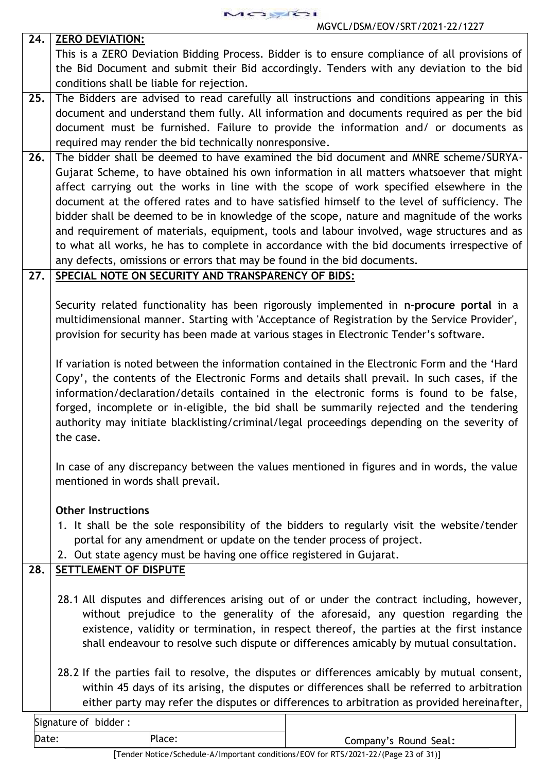**24. ZERO DEVIATION:**

This is a ZERO Deviation Bidding Process. Bidder is to ensure compliance of all provisions of the Bid Document and submit their Bid accordingly. Tenders with any deviation to the bid conditions shall be liable for rejection.

**25.** The Bidders are advised to read carefully all instructions and conditions appearing in this document and understand them fully. All information and documents required as per the bid document must be furnished. Failure to provide the information and/ or documents as required may render the bid technically nonresponsive.

**26.** The bidder shall be deemed to have examined the bid document and MNRE scheme/SURYA-Gujarat Scheme, to have obtained his own information in all matters whatsoever that might affect carrying out the works in line with the scope of work specified elsewhere in the document at the offered rates and to have satisfied himself to the level of sufficiency. The bidder shall be deemed to be in knowledge of the scope, nature and magnitude of the works and requirement of materials, equipment, tools and labour involved, wage structures and as to what all works, he has to complete in accordance with the bid documents irrespective of any defects, omissions or errors that may be found in the bid documents.

**27. SPECIAL NOTE ON SECURITY AND TRANSPARENCY OF BIDS:**

Security related functionality has been rigorously implemented in **n-procure portal** in a multidimensional manner. Starting with 'Acceptance of Registration by the Service Provider', provision for security has been made at various stages in Electronic Tender's software.

If variation is noted between the information contained in the Electronic Form and the 'Hard Copy', the contents of the Electronic Forms and details shall prevail. In such cases, if the information/declaration/details contained in the electronic forms is found to be false, forged, incomplete or in-eligible, the bid shall be summarily rejected and the tendering authority may initiate blacklisting/criminal/legal proceedings depending on the severity of the case.

In case of any discrepancy between the values mentioned in figures and in words, the value mentioned in words shall prevail.

**Other Instructions**

1. It shall be the sole responsibility of the bidders to regularly visit the website/tender portal for any amendment or update on the tender process of project.
2. Out state agency must be having one office registered in Gujarat.

**28. SETTLEMENT OF DISPUTE**

28.1 All disputes and differences arising out of or under the contract including, however, without prejudice to the generality of the aforesaid, any question regarding the existence, validity or termination, in respect thereof, the parties at the first instance shall endeavour to resolve such dispute or differences amicably by mutual consultation.

28.2 If the parties fail to resolve, the disputes or differences amicably by mutual consent, within 45 days of its arising, the disputes or differences shall be referred to arbitration either party may refer the disputes or differences to arbitration as provided hereinafter,

| Signature of bidder : | | |
|---|---|---|
| Date: | Place: | Company's Round Seal: |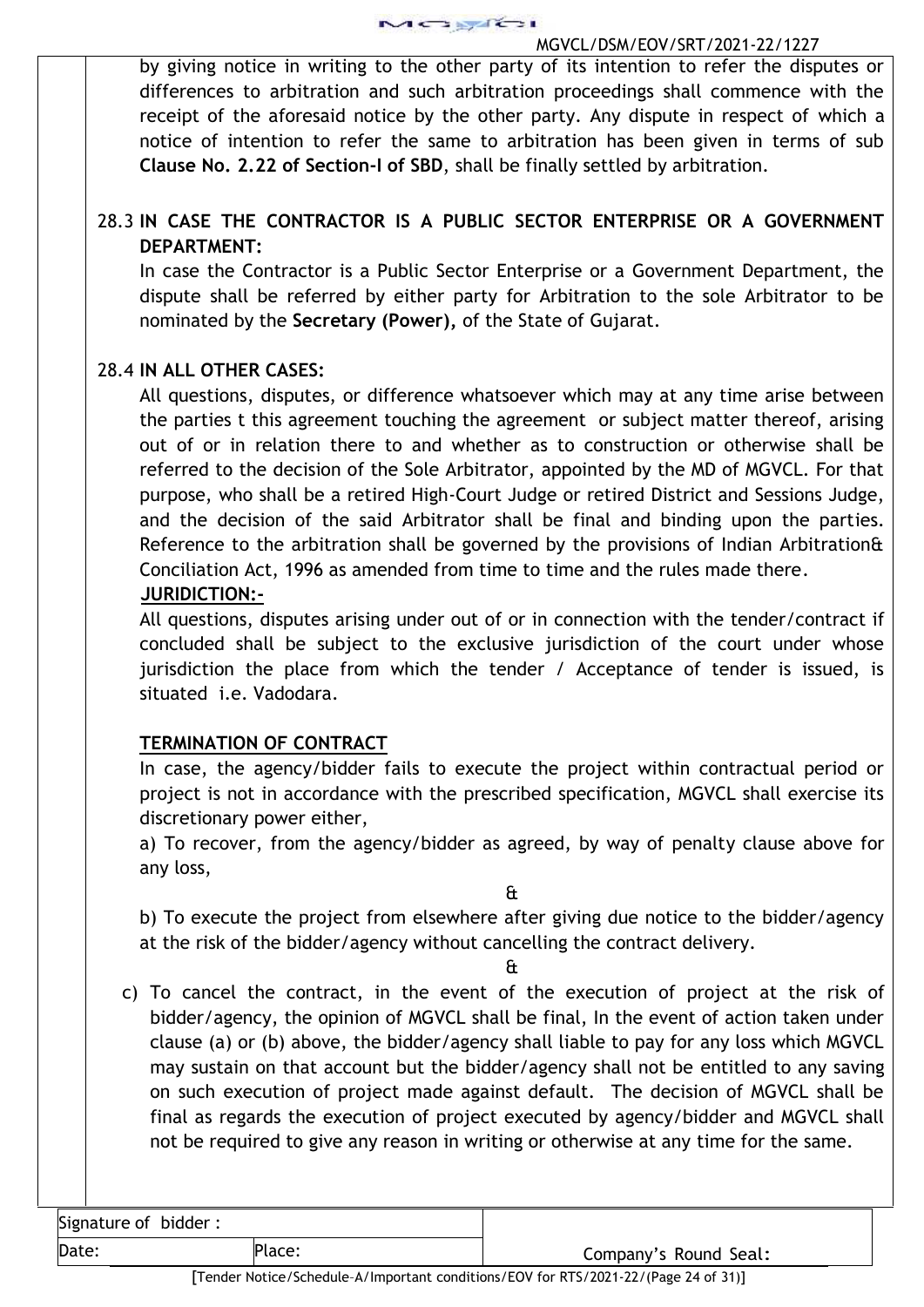by giving notice in writing to the other party of its intention to refer the disputes or differences to arbitration and such arbitration proceedings shall commence with the receipt of the aforesaid notice by the other party. Any dispute in respect of which a notice of intention to refer the same to arbitration has been given in terms of sub **Clause No. 2.22 of Section-I of SBD**, shall be finally settled by arbitration.

28.3 **IN CASE THE CONTRACTOR IS A PUBLIC SECTOR ENTERPRISE OR A GOVERNMENT DEPARTMENT:**

In case the Contractor is a Public Sector Enterprise or a Government Department, the dispute shall be referred by either party for Arbitration to the sole Arbitrator to be nominated by the **Secretary (Power),** of the State of Gujarat.

28.4 **IN ALL OTHER CASES:**

All questions, disputes, or difference whatsoever which may at any time arise between the parties t this agreement touching the agreement or subject matter thereof, arising out of or in relation there to and whether as to construction or otherwise shall be referred to the decision of the Sole Arbitrator, appointed by the MD of MGVCL. For that purpose, who shall be a retired High-Court Judge or retired District and Sessions Judge, and the decision of the said Arbitrator shall be final and binding upon the parties. Reference to the arbitration shall be governed by the provisions of Indian Arbitration& Conciliation Act, 1996 as amended from time to time and the rules made there.

**JURIDICTION:-**

All questions, disputes arising under out of or in connection with the tender/contract if concluded shall be subject to the exclusive jurisdiction of the court under whose jurisdiction the place from which the tender / Acceptance of tender is issued, is situated i.e. Vadodara.

**TERMINATION OF CONTRACT**

In case, the agency/bidder fails to execute the project within contractual period or project is not in accordance with the prescribed specification, MGVCL shall exercise its discretionary power either,

a) To recover, from the agency/bidder as agreed, by way of penalty clause above for any loss,

&

b) To execute the project from elsewhere after giving due notice to the bidder/agency at the risk of the bidder/agency without cancelling the contract delivery.

&

c) To cancel the contract, in the event of the execution of project at the risk of bidder/agency, the opinion of MGVCL shall be final, In the event of action taken under clause (a) or (b) above, the bidder/agency shall liable to pay for any loss which MGVCL may sustain on that account but the bidder/agency shall not be entitled to any saving on such execution of project made against default. The decision of MGVCL shall be final as regards the execution of project executed by agency/bidder and MGVCL shall not be required to give any reason in writing or otherwise at any time for the same.

| Signature of bidder : | | |
|---|---|---|
| Date: | Place: | Company's Round Seal: |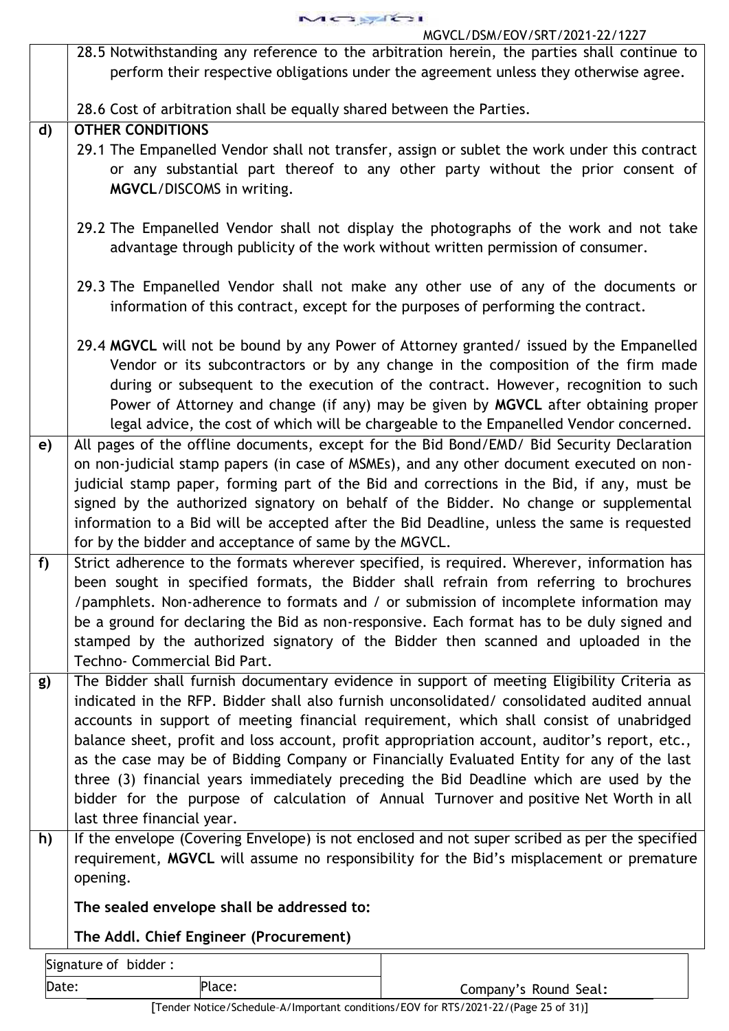28.5 Notwithstanding any reference to the arbitration herein, the parties shall continue to perform their respective obligations under the agreement unless they otherwise agree.

28.6 Cost of arbitration shall be equally shared between the Parties.

**d) OTHER CONDITIONS**

29.1 The Empanelled Vendor shall not transfer, assign or sublet the work under this contract or any substantial part thereof to any other party without the prior consent of **MGVCL**/DISCOMS in writing.

29.2 The Empanelled Vendor shall not display the photographs of the work and not take advantage through publicity of the work without written permission of consumer.

29.3 The Empanelled Vendor shall not make any other use of any of the documents or information of this contract, except for the purposes of performing the contract.

29.4 **MGVCL** will not be bound by any Power of Attorney granted/ issued by the Empanelled Vendor or its subcontractors or by any change in the composition of the firm made during or subsequent to the execution of the contract. However, recognition to such Power of Attorney and change (if any) may be given by **MGVCL** after obtaining proper legal advice, the cost of which will be chargeable to the Empanelled Vendor concerned.

**e)** All pages of the offline documents, except for the Bid Bond/EMD/ Bid Security Declaration on non-judicial stamp papers (in case of MSMEs), and any other document executed on non-judicial stamp paper, forming part of the Bid and corrections in the Bid, if any, must be signed by the authorized signatory on behalf of the Bidder. No change or supplemental information to a Bid will be accepted after the Bid Deadline, unless the same is requested for by the bidder and acceptance of same by the MGVCL.

**f)** Strict adherence to the formats wherever specified, is required. Wherever, information has been sought in specified formats, the Bidder shall refrain from referring to brochures /pamphlets. Non-adherence to formats and / or submission of incomplete information may be a ground for declaring the Bid as non-responsive. Each format has to be duly signed and stamped by the authorized signatory of the Bidder then scanned and uploaded in the Techno- Commercial Bid Part.

**g)** The Bidder shall furnish documentary evidence in support of meeting Eligibility Criteria as indicated in the RFP. Bidder shall also furnish unconsolidated/ consolidated audited annual accounts in support of meeting financial requirement, which shall consist of unabridged balance sheet, profit and loss account, profit appropriation account, auditor's report, etc., as the case may be of Bidding Company or Financially Evaluated Entity for any of the last three (3) financial years immediately preceding the Bid Deadline which are used by the bidder for the purpose of calculation of Annual Turnover and positive Net Worth in all last three financial year.

**h)** If the envelope (Covering Envelope) is not enclosed and not super scribed as per the specified requirement, **MGVCL** will assume no responsibility for the Bid's misplacement or premature opening.

**The sealed envelope shall be addressed to:**

**The Addl. Chief Engineer (Procurement)**

| Signature of bidder : | | |
|---|---|---|
| Date: | Place: | Company's Round Seal: |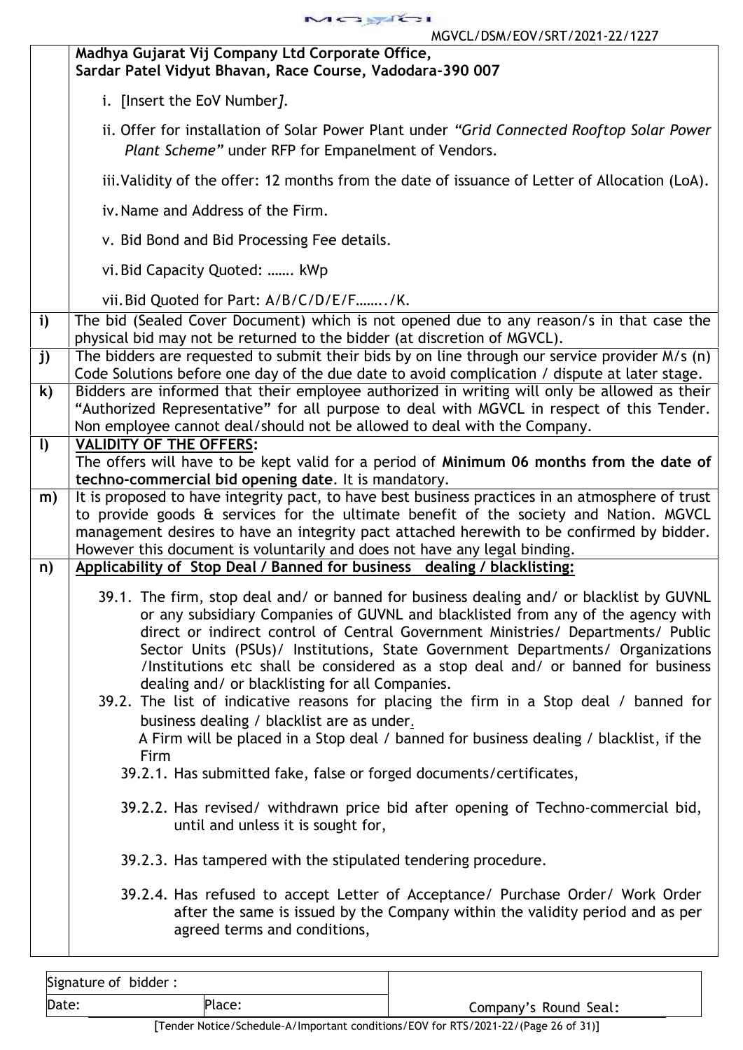**Madhya Gujarat Vij Company Ltd Corporate Office,**
**Sardar Patel Vidyut Bhavan, Race Course, Vadodara-390 007**

i. [Insert the EoV Number*]*.

ii. Offer for installation of Solar Power Plant under *"Grid Connected Rooftop Solar Power Plant Scheme"* under RFP for Empanelment of Vendors.

iii. Validity of the offer: 12 months from the date of issuance of Letter of Allocation (LoA).

iv. Name and Address of the Firm.

v. Bid Bond and Bid Processing Fee details.

vi. Bid Capacity Quoted: ……. kWp

vii. Bid Quoted for Part: A/B/C/D/E/F……../K.

| | |
|---|---|
| **i)** | The bid (Sealed Cover Document) which is not opened due to any reason/s in that case the physical bid may not be returned to the bidder (at discretion of MGVCL). |
| **j)** | The bidders are requested to submit their bids by on line through our service provider M/s (n) Code Solutions before one day of the due date to avoid complication / dispute at later stage. |
| **k)** | Bidders are informed that their employee authorized in writing will only be allowed as their "Authorized Representative" for all purpose to deal with MGVCL in respect of this Tender. Non employee cannot deal/should not be allowed to deal with the Company. |
| **l)** | **<u>VALIDITY OF THE OFFERS</u>:** The offers will have to be kept valid for a period of **Minimum 06 months from the date of techno-commercial bid opening date**. It is mandatory. |
| **m)** | It is proposed to have integrity pact, to have best business practices in an atmosphere of trust to provide goods & services for the ultimate benefit of the society and Nation. MGVCL management desires to have an integrity pact attached herewith to be confirmed by bidder. However this document is voluntarily and does not have any legal binding. |
| **n)** | **<u>Applicability of Stop Deal / Banned for business dealing / blacklisting:</u>** |

39.1. The firm, stop deal and/ or banned for business dealing and/ or blacklist by GUVNL or any subsidiary Companies of GUVNL and blacklisted from any of the agency with direct or indirect control of Central Government Ministries/ Departments/ Public Sector Units (PSUs)/ Institutions, State Government Departments/ Organizations /Institutions etc shall be considered as a stop deal and/ or banned for business dealing and/ or blacklisting for all Companies.

39.2. The list of indicative reasons for placing the firm in a Stop deal / banned for business dealing / blacklist are as under.

A Firm will be placed in a Stop deal / banned for business dealing / blacklist, if the Firm

39.2.1. Has submitted fake, false or forged documents/certificates,

39.2.2. Has revised/ withdrawn price bid after opening of Techno-commercial bid, until and unless it is sought for,

39.2.3. Has tampered with the stipulated tendering procedure.

39.2.4. Has refused to accept Letter of Acceptance/ Purchase Order/ Work Order after the same is issued by the Company within the validity period and as per agreed terms and conditions,

| Signature of bidder : | | |
|---|---|---|
| Date: | Place: | Company's Round Seal: |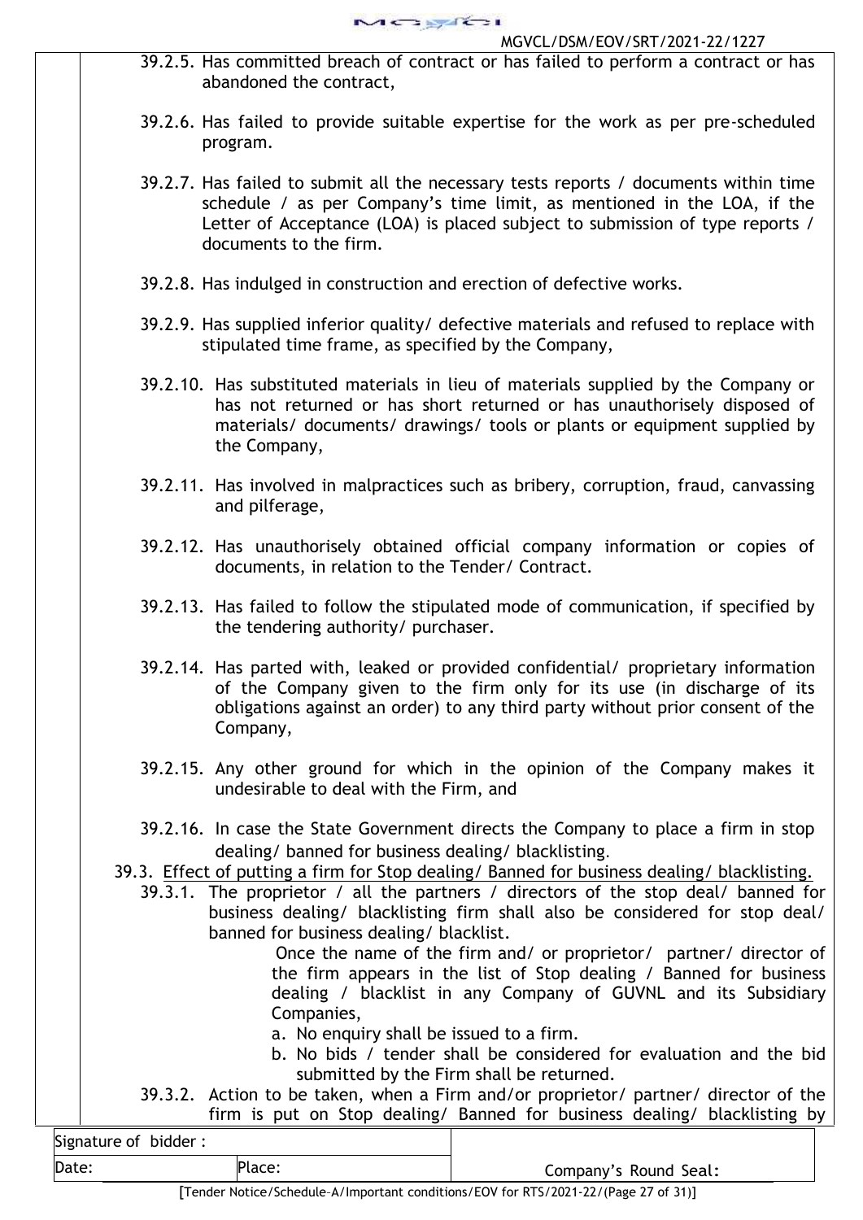39.2.5. Has committed breach of contract or has failed to perform a contract or has abandoned the contract,

39.2.6. Has failed to provide suitable expertise for the work as per pre-scheduled program.

39.2.7. Has failed to submit all the necessary tests reports / documents within time schedule / as per Company's time limit, as mentioned in the LOA, if the Letter of Acceptance (LOA) is placed subject to submission of type reports / documents to the firm.

39.2.8. Has indulged in construction and erection of defective works.

39.2.9. Has supplied inferior quality/ defective materials and refused to replace with stipulated time frame, as specified by the Company,

39.2.10. Has substituted materials in lieu of materials supplied by the Company or has not returned or has short returned or has unauthorisely disposed of materials/ documents/ drawings/ tools or plants or equipment supplied by the Company,

39.2.11. Has involved in malpractices such as bribery, corruption, fraud, canvassing and pilferage,

39.2.12. Has unauthorisely obtained official company information or copies of documents, in relation to the Tender/ Contract.

39.2.13. Has failed to follow the stipulated mode of communication, if specified by the tendering authority/ purchaser.

39.2.14. Has parted with, leaked or provided confidential/ proprietary information of the Company given to the firm only for its use (in discharge of its obligations against an order) to any third party without prior consent of the Company,

39.2.15. Any other ground for which in the opinion of the Company makes it undesirable to deal with the Firm, and

39.2.16. In case the State Government directs the Company to place a firm in stop dealing/ banned for business dealing/ blacklisting.

39.3. <u>Effect of putting a firm for Stop dealing/ Banned for business dealing/ blacklisting.</u>

39.3.1. The proprietor / all the partners / directors of the stop deal/ banned for business dealing/ blacklisting firm shall also be considered for stop deal/ banned for business dealing/ blacklist.

Once the name of the firm and/ or proprietor/ partner/ director of the firm appears in the list of Stop dealing / Banned for business dealing / blacklist in any Company of GUVNL and its Subsidiary Companies,

a. No enquiry shall be issued to a firm.
b. No bids / tender shall be considered for evaluation and the bid submitted by the Firm shall be returned.

39.3.2. Action to be taken, when a Firm and/or proprietor/ partner/ director of the firm is put on Stop dealing/ Banned for business dealing/ blacklisting by

| Signature of bidder : | | |
|---|---|---|
| Date: | Place: | Company's Round Seal: |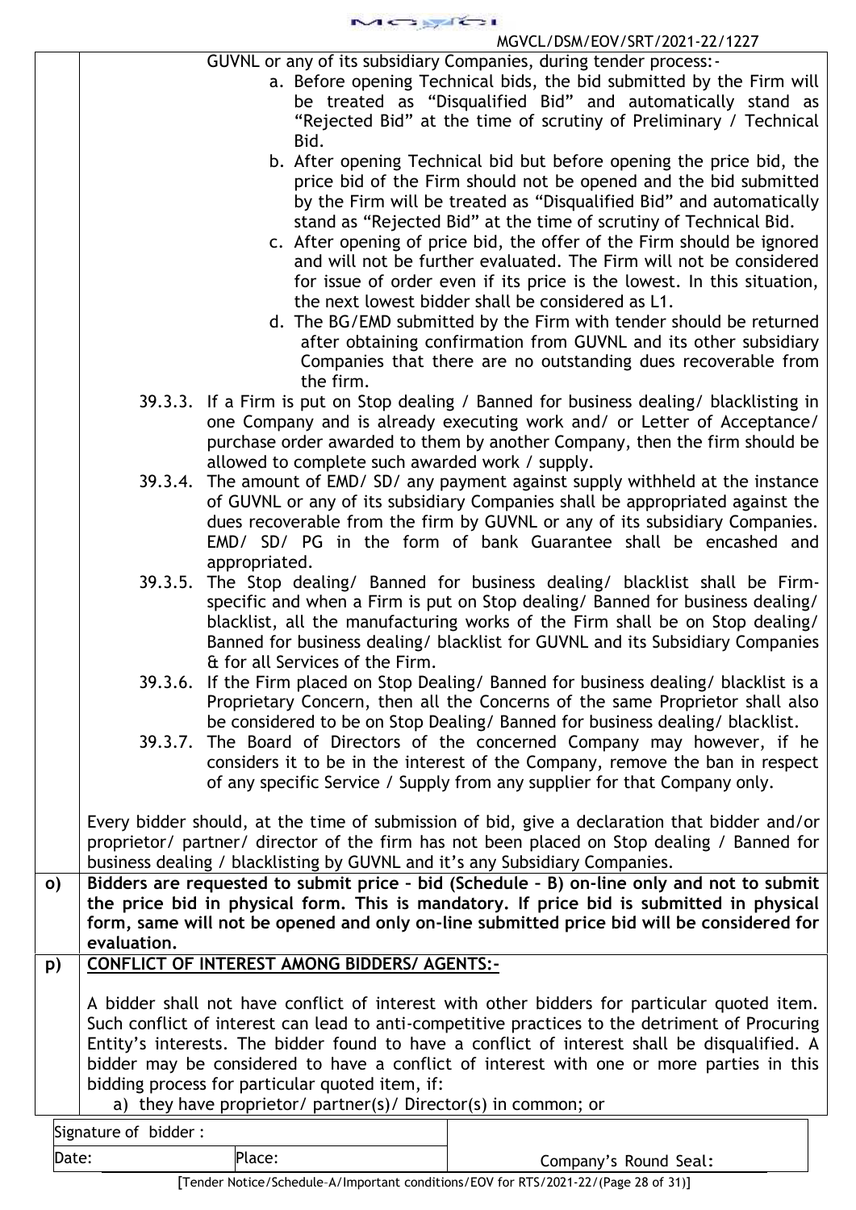GUVNL or any of its subsidiary Companies, during tender process:-

a. Before opening Technical bids, the bid submitted by the Firm will be treated as "Disqualified Bid" and automatically stand as "Rejected Bid" at the time of scrutiny of Preliminary / Technical Bid.

b. After opening Technical bid but before opening the price bid, the price bid of the Firm should not be opened and the bid submitted by the Firm will be treated as "Disqualified Bid" and automatically stand as "Rejected Bid" at the time of scrutiny of Technical Bid.

c. After opening of price bid, the offer of the Firm should be ignored and will not be further evaluated. The Firm will not be considered for issue of order even if its price is the lowest. In this situation, the next lowest bidder shall be considered as L1.

d. The BG/EMD submitted by the Firm with tender should be returned after obtaining confirmation from GUVNL and its other subsidiary Companies that there are no outstanding dues recoverable from the firm.

39.3.3. If a Firm is put on Stop dealing / Banned for business dealing/ blacklisting in one Company and is already executing work and/ or Letter of Acceptance/ purchase order awarded to them by another Company, then the firm should be allowed to complete such awarded work / supply.

39.3.4. The amount of EMD/ SD/ any payment against supply withheld at the instance of GUVNL or any of its subsidiary Companies shall be appropriated against the dues recoverable from the firm by GUVNL or any of its subsidiary Companies. EMD/ SD/ PG in the form of bank Guarantee shall be encashed and appropriated.

39.3.5. The Stop dealing/ Banned for business dealing/ blacklist shall be Firm-specific and when a Firm is put on Stop dealing/ Banned for business dealing/ blacklist, all the manufacturing works of the Firm shall be on Stop dealing/ Banned for business dealing/ blacklist for GUVNL and its Subsidiary Companies & for all Services of the Firm.

39.3.6. If the Firm placed on Stop Dealing/ Banned for business dealing/ blacklist is a Proprietary Concern, then all the Concerns of the same Proprietor shall also be considered to be on Stop Dealing/ Banned for business dealing/ blacklist.

39.3.7. The Board of Directors of the concerned Company may however, if he considers it to be in the interest of the Company, remove the ban in respect of any specific Service / Supply from any supplier for that Company only.

Every bidder should, at the time of submission of bid, give a declaration that bidder and/or proprietor/ partner/ director of the firm has not been placed on Stop dealing / Banned for business dealing / blacklisting by GUVNL and it's any Subsidiary Companies.

**o)** **Bidders are requested to submit price – bid (Schedule – B) on-line only and not to submit the price bid in physical form. This is mandatory. If price bid is submitted in physical form, same will not be opened and only on-line submitted price bid will be considered for evaluation.**

**p)** **CONFLICT OF INTEREST AMONG BIDDERS/ AGENTS:-**

A bidder shall not have conflict of interest with other bidders for particular quoted item. Such conflict of interest can lead to anti-competitive practices to the detriment of Procuring Entity's interests. The bidder found to have a conflict of interest shall be disqualified. A bidder may be considered to have a conflict of interest with one or more parties in this bidding process for particular quoted item, if:

a) they have proprietor/ partner(s)/ Director(s) in common; or

| Signature of bidder : | | |
|---|---|---|
| Date: | Place: | Company's Round Seal: |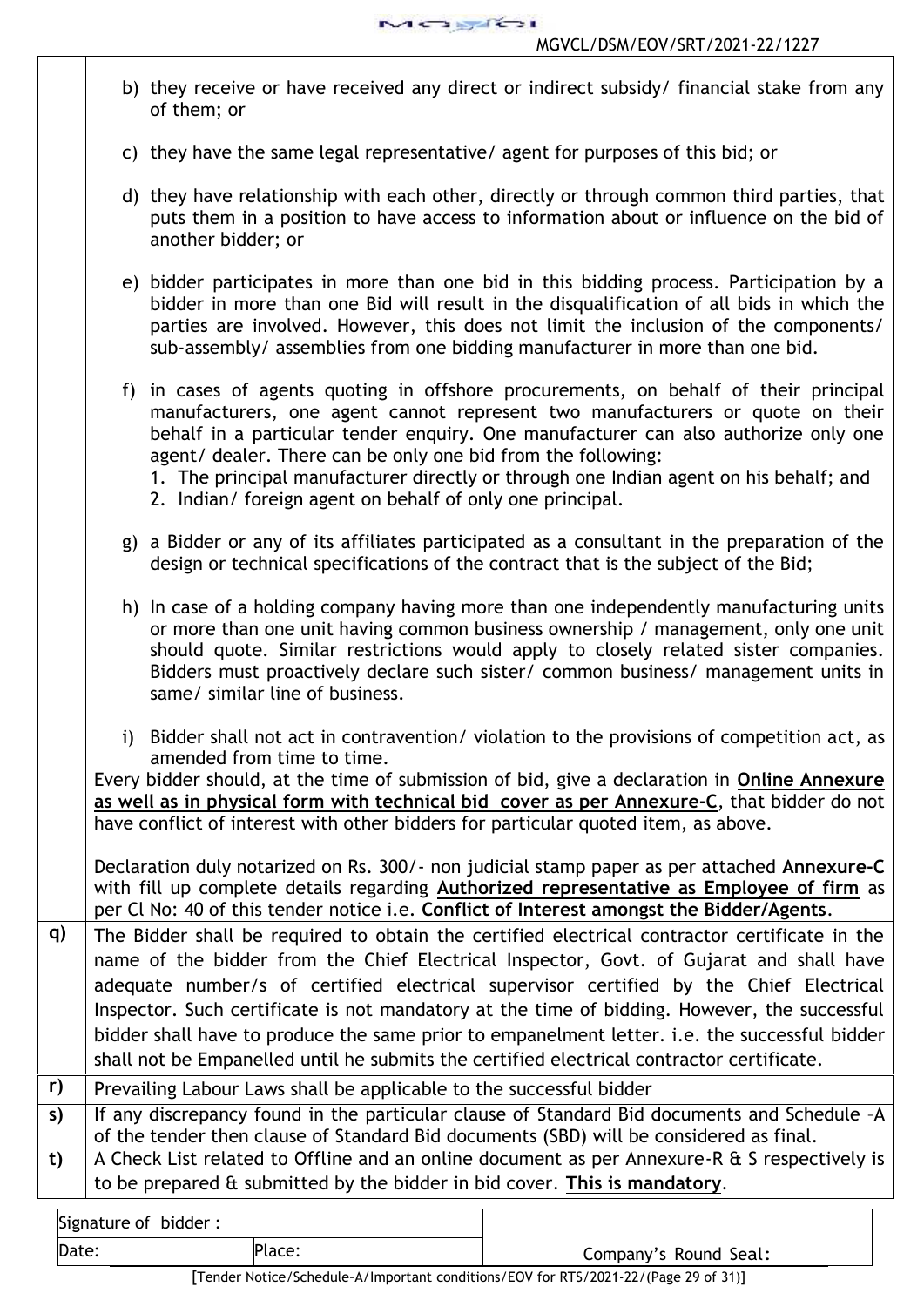| | |
|---|---|
| | b) they receive or have received any direct or indirect subsidy/ financial stake from any of them; or<br><br>c) they have the same legal representative/ agent for purposes of this bid; or<br><br>d) they have relationship with each other, directly or through common third parties, that puts them in a position to have access to information about or influence on the bid of another bidder; or<br><br>e) bidder participates in more than one bid in this bidding process. Participation by a bidder in more than one Bid will result in the disqualification of all bids in which the parties are involved. However, this does not limit the inclusion of the components/ sub-assembly/ assemblies from one bidding manufacturer in more than one bid.<br><br>f) in cases of agents quoting in offshore procurements, on behalf of their principal manufacturers, one agent cannot represent two manufacturers or quote on their behalf in a particular tender enquiry. One manufacturer can also authorize only one agent/ dealer. There can be only one bid from the following:<br>1. The principal manufacturer directly or through one Indian agent on his behalf; and<br>2. Indian/ foreign agent on behalf of only one principal.<br><br>g) a Bidder or any of its affiliates participated as a consultant in the preparation of the design or technical specifications of the contract that is the subject of the Bid;<br><br>h) In case of a holding company having more than one independently manufacturing units or more than one unit having common business ownership / management, only one unit should quote. Similar restrictions would apply to closely related sister companies. Bidders must proactively declare such sister/ common business/ management units in same/ similar line of business.<br><br>i) Bidder shall not act in contravention/ violation to the provisions of competition act, as amended from time to time.<br><br>Every bidder should, at the time of submission of bid, give a declaration in **Online Annexure as well as in physical form with technical bid cover as per Annexure-C**, that bidder do not have conflict of interest with other bidders for particular quoted item, as above.<br><br>Declaration duly notarized on Rs. 300/- non judicial stamp paper as per attached **Annexure-C** with fill up complete details regarding **Authorized representative as Employee of firm** as per Cl No: 40 of this tender notice i.e. **Conflict of Interest amongst the Bidder/Agents**. |
| **q)** | The Bidder shall be required to obtain the certified electrical contractor certificate in the name of the bidder from the Chief Electrical Inspector, Govt. of Gujarat and shall have adequate number/s of certified electrical supervisor certified by the Chief Electrical Inspector. Such certificate is not mandatory at the time of bidding. However, the successful bidder shall have to produce the same prior to empanelment letter. i.e. the successful bidder shall not be Empanelled until he submits the certified electrical contractor certificate. |
| **r)** | Prevailing Labour Laws shall be applicable to the successful bidder |
| **s)** | If any discrepancy found in the particular clause of Standard Bid documents and Schedule –A of the tender then clause of Standard Bid documents (SBD) will be considered as final. |
| **t)** | A Check List related to Offline and an online document as per Annexure-R & S respectively is to be prepared & submitted by the bidder in bid cover. **This is mandatory**. |

| Signature of bidder : | | |
|---|---|---|
| Date: | Place: | Company's Round Seal: |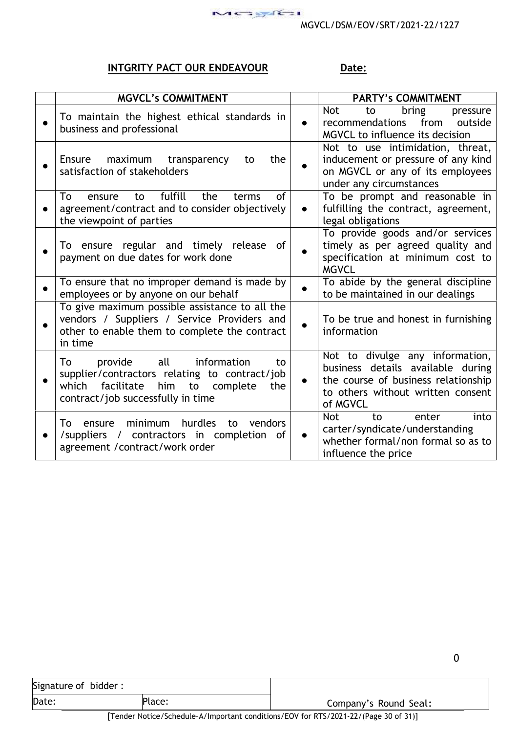## INTGRITY PACT OUR ENDEAVOUR

**Date:**

| | MGVCL's COMMITMENT | | PARTY's COMMITMENT |
|---|---|---|---|
| ● | To maintain the highest ethical standards in business and professional | ● | Not to bring pressure recommendations from outside MGVCL to influence its decision |
| ● | Ensure maximum transparency to the satisfaction of stakeholders | ● | Not to use intimidation, threat, inducement or pressure of any kind on MGVCL or any of its employees under any circumstances |
| ● | To ensure to fulfill the terms of agreement/contract and to consider objectively the viewpoint of parties | ● | To be prompt and reasonable in fulfilling the contract, agreement, legal obligations |
| ● | To ensure regular and timely release of payment on due dates for work done | ● | To provide goods and/or services timely as per agreed quality and specification at minimum cost to MGVCL |
| ● | To ensure that no improper demand is made by employees or by anyone on our behalf | ● | To abide by the general discipline to be maintained in our dealings |
| ● | To give maximum possible assistance to all the vendors / Suppliers / Service Providers and other to enable them to complete the contract in time | ● | To be true and honest in furnishing information |
| ● | To provide all information to supplier/contractors relating to contract/job which facilitate him to complete the contract/job successfully in time | ● | Not to divulge any information, business details available during the course of business relationship to others without written consent of MGVCL |
| ● | To ensure minimum hurdles to vendors /suppliers / contractors in completion of agreement /contract/work order | ● | Not to enter into carter/syndicate/understanding whether formal/non formal so as to influence the price |

| Signature of bidder : | | |
|---|---|---|
| Date: | Place: | Company's Round Seal: |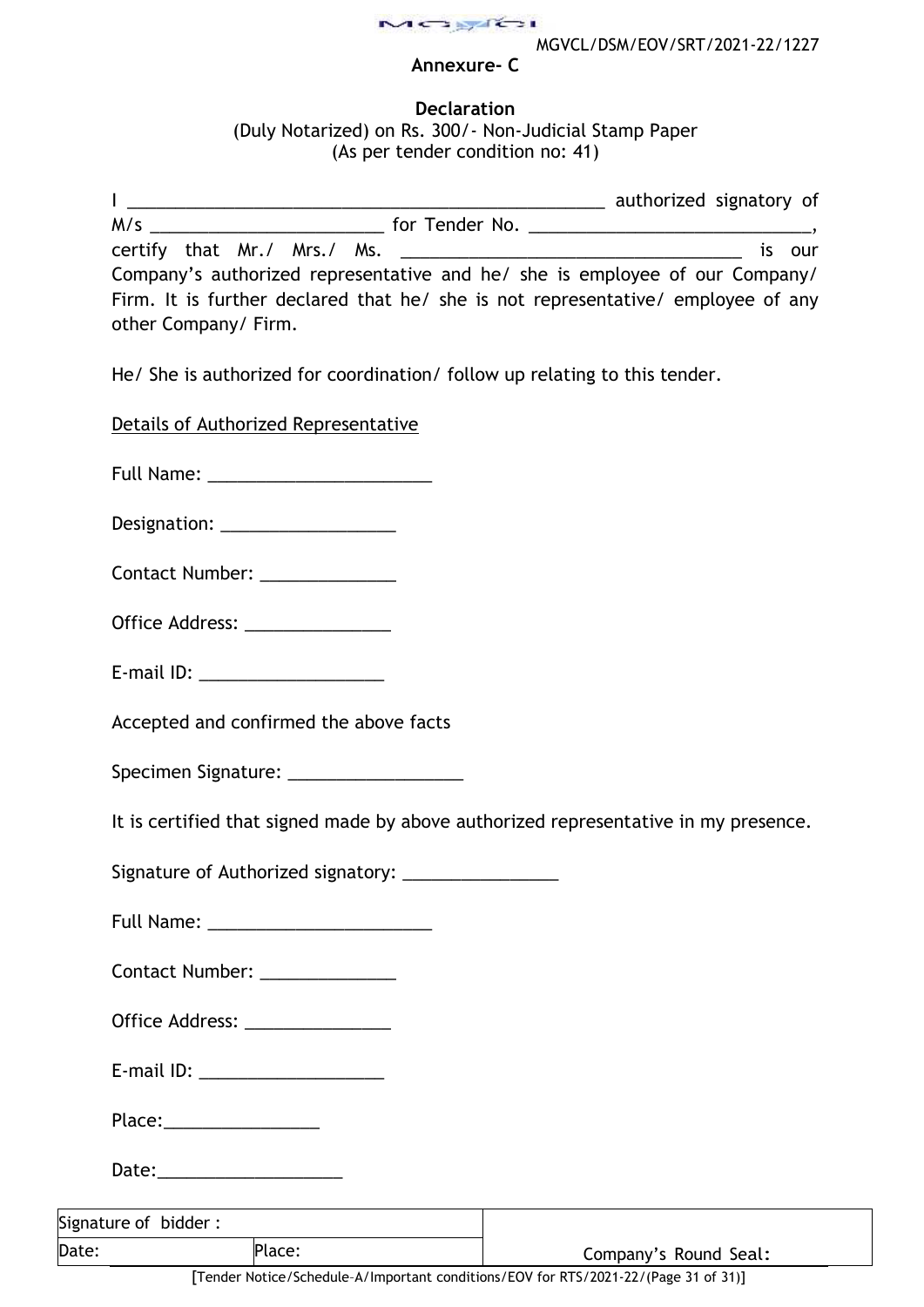MGVCL/DSM/EOV/SRT/2021-22/1227

**Annexure- C**

**Declaration**

(Duly Notarized) on Rs. 300/- Non-Judicial Stamp Paper

(As per tender condition no: 41)

I ________________________________________________ authorized signatory of M/s ________________________ for Tender No. ____________________________, certify that Mr./ Mrs./ Ms. ____________________________________ is our Company's authorized representative and he/ she is employee of our Company/ Firm. It is further declared that he/ she is not representative/ employee of any other Company/ Firm.

He/ She is authorized for coordination/ follow up relating to this tender.

<u>Details of Authorized Representative</u>

Full Name: _______________________

Designation: __________________

Contact Number: ______________

Office Address: _______________

E-mail ID: ___________________

Accepted and confirmed the above facts

Specimen Signature: __________________

It is certified that signed made by above authorized representative in my presence.

Signature of Authorized signatory: ________________

Full Name: _______________________

Contact Number: ______________

Office Address: _______________

E-mail ID: ___________________

Place:________________

Date:___________________

| Signature of bidder : | | Company's Round Seal: |
|---|---|---|
| Date: | Place: | |

[Tender Notice/Schedule–A/Important conditions/EOV for RTS/2021-22/(Page 31 of 31)]